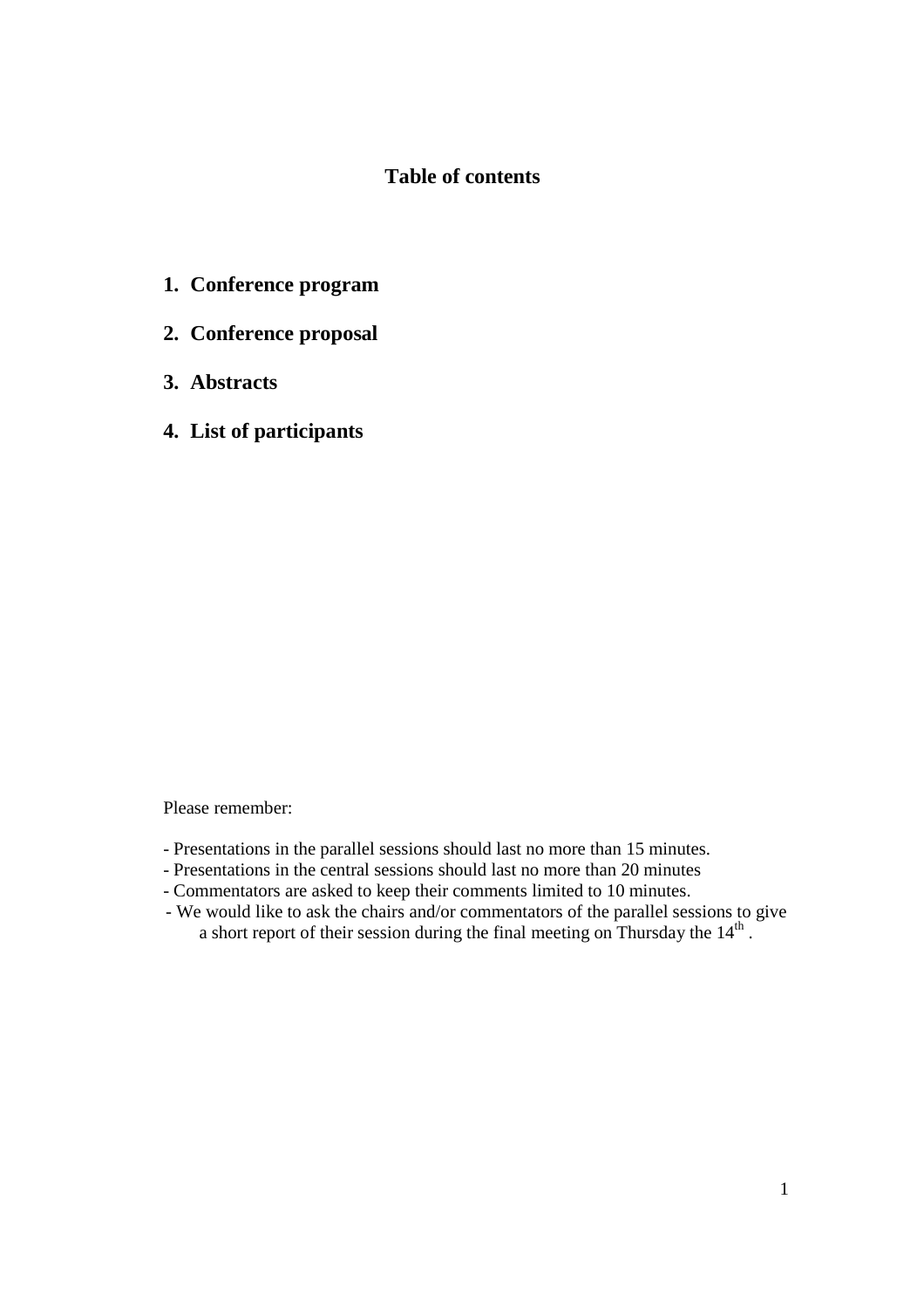# Table of contents

1. **Conference program**
2. **Conference proposal**
3. **Abstracts**
4. **List of participants**

Please remember:

- Presentations in the parallel sessions should last no more than 15 minutes.
- Presentations in the central sessions should last no more than 20 minutes
- Commentators are asked to keep their comments limited to 10 minutes.
- We would like to ask the chairs and/or commentators of the parallel sessions to give a short report of their session during the final meeting on Thursday the 14th .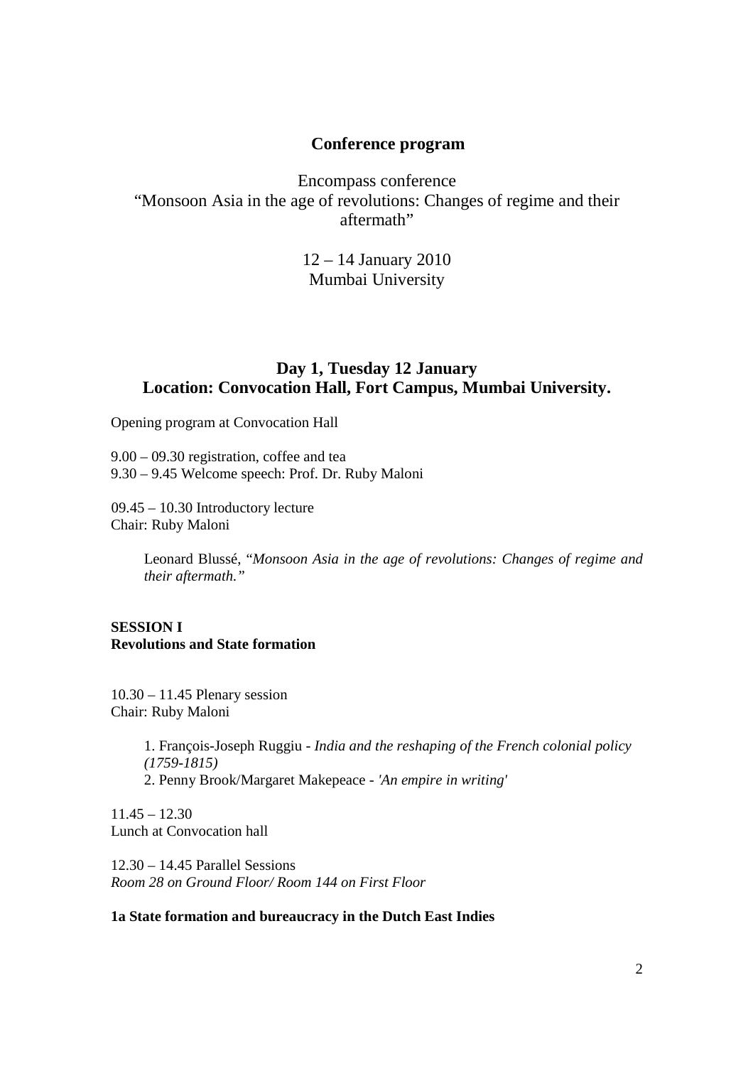## Conference program

Encompass conference
"Monsoon Asia in the age of revolutions: Changes of regime and their aftermath"

12 – 14 January 2010
Mumbai University

### Day 1, Tuesday 12 January
### Location: Convocation Hall, Fort Campus, Mumbai University.

Opening program at Convocation Hall

9.00 – 09.30 registration, coffee and tea
9.30 – 9.45 Welcome speech: Prof. Dr. Ruby Maloni

09.45 – 10.30 Introductory lecture
Chair: Ruby Maloni

> Leonard Blussé, "*Monsoon Asia in the age of revolutions: Changes of regime and their aftermath.*"

**SESSION I**
**Revolutions and State formation**

10.30 – 11.45 Plenary session
Chair: Ruby Maloni

> 1. François-Joseph Ruggiu - *India and the reshaping of the French colonial policy (1759-1815)*
> 2. Penny Brook/Margaret Makepeace - *'An empire in writing'*

11.45 – 12.30
Lunch at Convocation hall

12.30 – 14.45 Parallel Sessions
*Room 28 on Ground Floor/ Room 144 on First Floor*

**1a State formation and bureaucracy in the Dutch East Indies**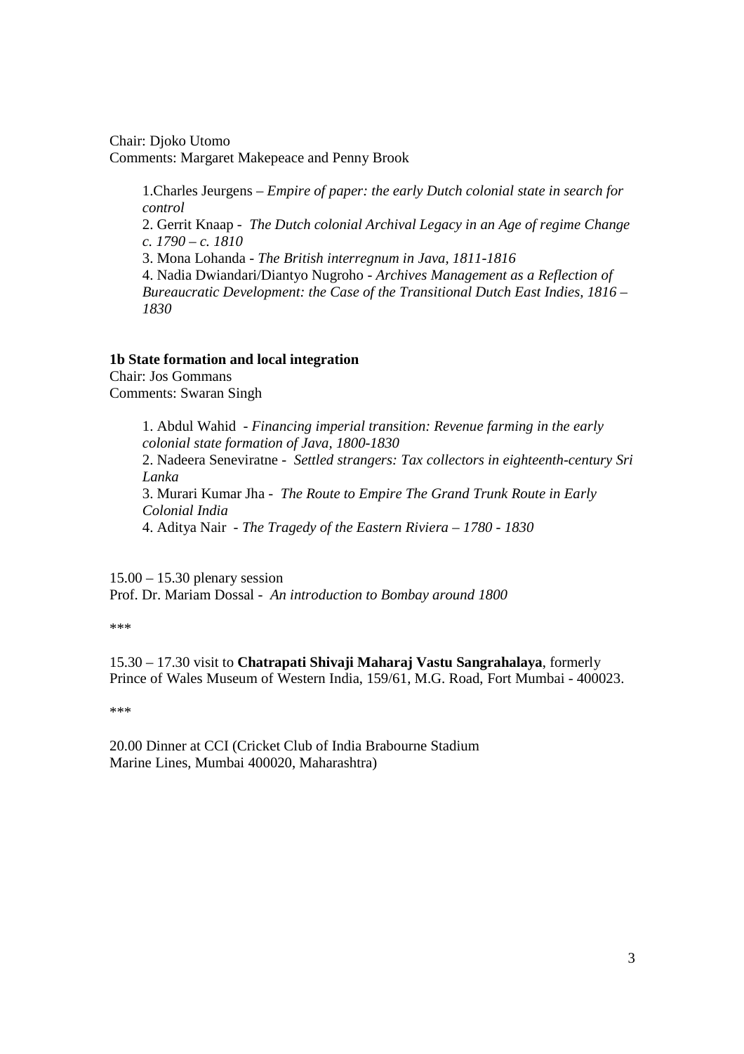Chair: Djoko Utomo
Comments: Margaret Makepeace and Penny Brook

1. Charles Jeurgens – *Empire of paper: the early Dutch colonial state in search for control*
2. Gerrit Knaap - *The Dutch colonial Archival Legacy in an Age of regime Change c. 1790 – c. 1810*
3. Mona Lohanda - *The British interregnum in Java, 1811-1816*
4. Nadia Dwiandari/Diantyo Nugroho - *Archives Management as a Reflection of Bureaucratic Development: the Case of the Transitional Dutch East Indies, 1816 – 1830*

**1b State formation and local integration**
Chair: Jos Gommans
Comments: Swaran Singh

1. Abdul Wahid - *Financing imperial transition: Revenue farming in the early colonial state formation of Java, 1800-1830*
2. Nadeera Seneviratne - *Settled strangers: Tax collectors in eighteenth-century Sri Lanka*
3. Murari Kumar Jha - *The Route to Empire The Grand Trunk Route in Early Colonial India*
4. Aditya Nair - *The Tragedy of the Eastern Riviera – 1780 - 1830*

15.00 – 15.30 plenary session
Prof. Dr. Mariam Dossal - *An introduction to Bombay around 1800*

***

15.30 – 17.30 visit to **Chatrapati Shivaji Maharaj Vastu Sangrahalaya**, formerly Prince of Wales Museum of Western India, 159/61, M.G. Road, Fort Mumbai - 400023.

***

20.00 Dinner at CCI (Cricket Club of India Brabourne Stadium
Marine Lines, Mumbai 400020, Maharashtra)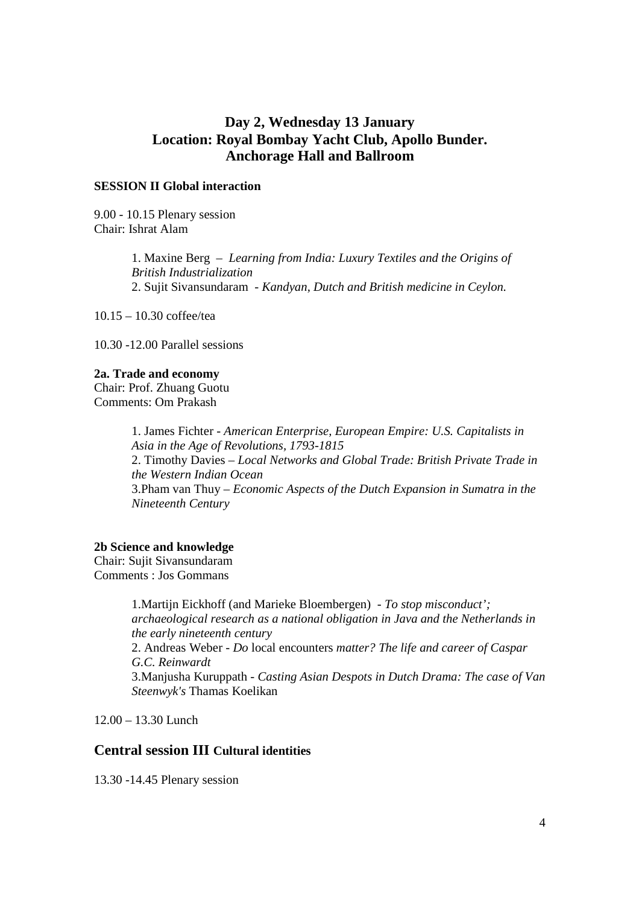## Day 2, Wednesday 13 January
## Location: Royal Bombay Yacht Club, Apollo Bunder.
## Anchorage Hall and Ballroom

**SESSION II Global interaction**

9.00 - 10.15 Plenary session
Chair: Ishrat Alam

> 1. Maxine Berg – *Learning from India: Luxury Textiles and the Origins of British Industrialization*
> 2. Sujit Sivansundaram - *Kandyan, Dutch and British medicine in Ceylon.*

10.15 – 10.30 coffee/tea

10.30 -12.00 Parallel sessions

**2a. Trade and economy**
Chair: Prof. Zhuang Guotu
Comments: Om Prakash

> 1. James Fichter - *American Enterprise, European Empire: U.S. Capitalists in Asia in the Age of Revolutions, 1793-1815*
> 2. Timothy Davies – *Local Networks and Global Trade: British Private Trade in the Western Indian Ocean*
> 3.Pham van Thuy – *Economic Aspects of the Dutch Expansion in Sumatra in the Nineteenth Century*

**2b Science and knowledge**
Chair: Sujit Sivansundaram
Comments : Jos Gommans

> 1.Martijn Eickhoff (and Marieke Bloembergen) - *To stop misconduct'; archaeological research as a national obligation in Java and the Netherlands in the early nineteenth century*
> 2. Andreas Weber - *Do* local encounters *matter? The life and career of Caspar G.C. Reinwardt*
> 3.Manjusha Kuruppath - *Casting Asian Despots in Dutch Drama: The case of Van Steenwyk's* Thamas Koelikan

12.00 – 13.30 Lunch

## Central session III Cultural identities

13.30 -14.45 Plenary session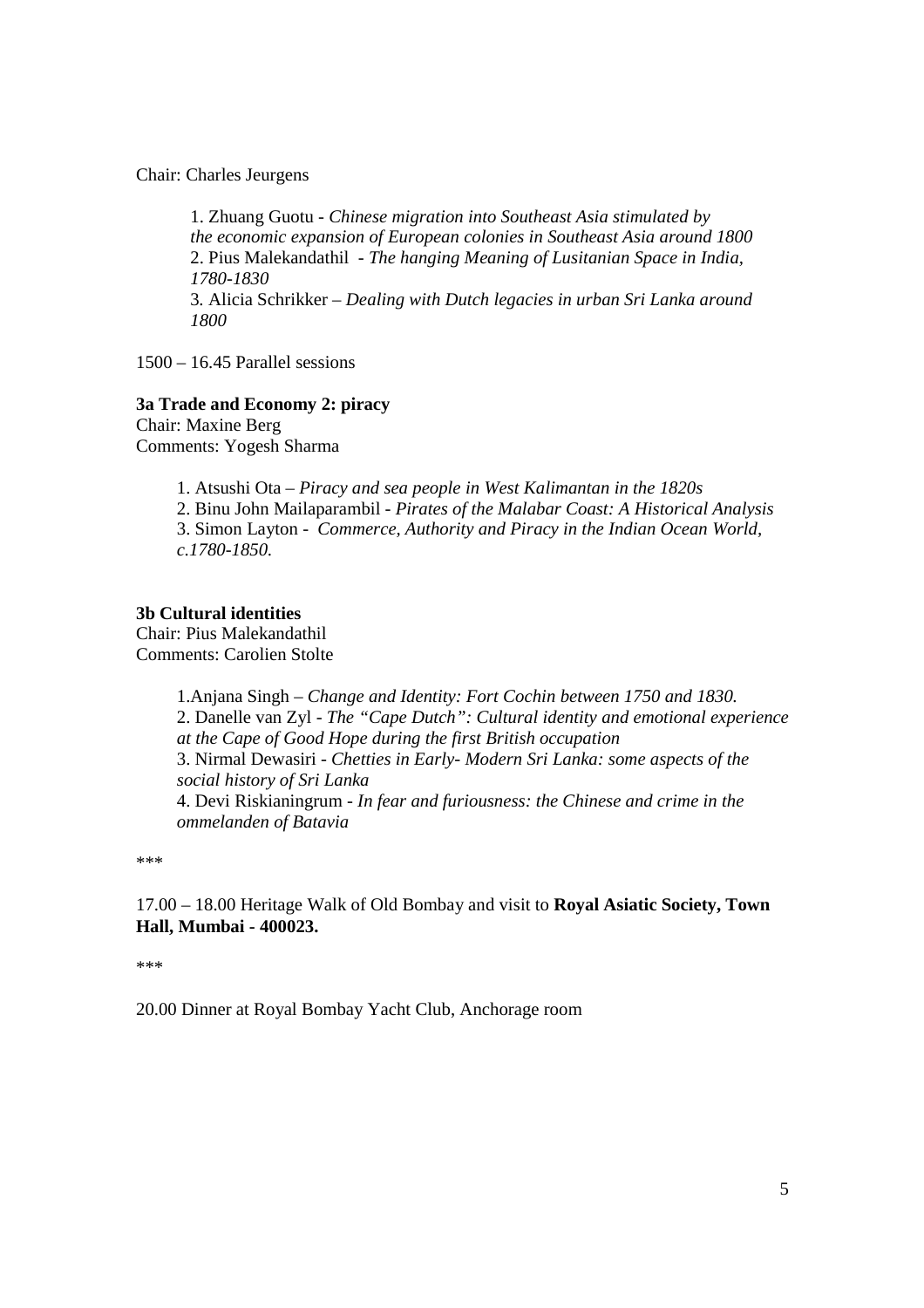Chair: Charles Jeurgens

1. Zhuang Guotu - *Chinese migration into Southeast Asia stimulated by the economic expansion of European colonies in Southeast Asia around 1800*
2. Pius Malekandathil - *The hanging Meaning of Lusitanian Space in India, 1780-1830*
3. Alicia Schrikker – *Dealing with Dutch legacies in urban Sri Lanka around 1800*

1500 – 16.45 Parallel sessions

**3a Trade and Economy 2: piracy**
Chair: Maxine Berg
Comments: Yogesh Sharma

1. Atsushi Ota – *Piracy and sea people in West Kalimantan in the 1820s*
2. Binu John Mailaparambil - *Pirates of the Malabar Coast: A Historical Analysis*
3. Simon Layton - *Commerce, Authority and Piracy in the Indian Ocean World, c.1780-1850.*

**3b Cultural identities**
Chair: Pius Malekandathil
Comments: Carolien Stolte

1. Anjana Singh – *Change and Identity: Fort Cochin between 1750 and 1830.*
2. Danelle van Zyl - *The "Cape Dutch": Cultural identity and emotional experience at the Cape of Good Hope during the first British occupation*
3. Nirmal Dewasiri - *Chetties in Early- Modern Sri Lanka: some aspects of the social history of Sri Lanka*
4. Devi Riskianingrum - *In fear and furiousness: the Chinese and crime in the ommelanden of Batavia*

\*\*\*

17.00 – 18.00 Heritage Walk of Old Bombay and visit to **Royal Asiatic Society, Town Hall, Mumbai - 400023.**

\*\*\*

20.00 Dinner at Royal Bombay Yacht Club, Anchorage room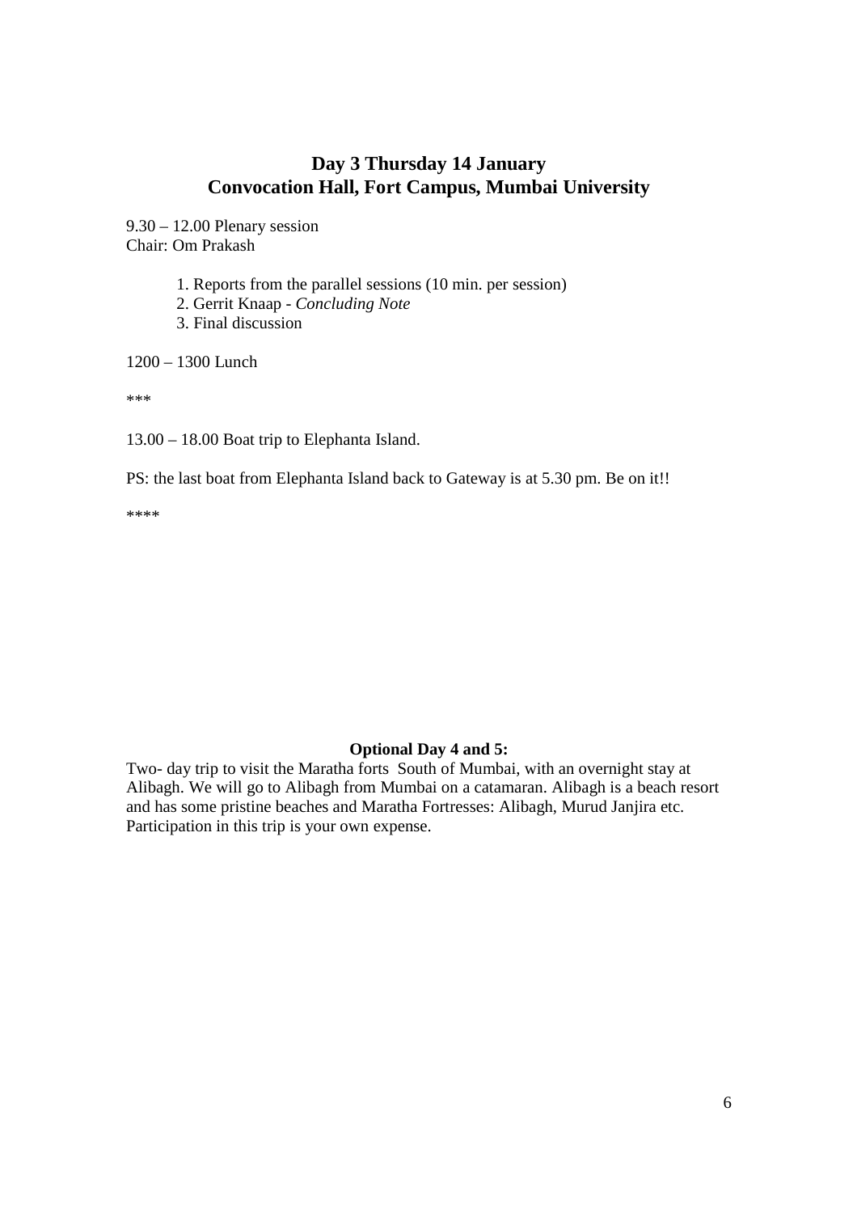## Day 3 Thursday 14 January
## Convocation Hall, Fort Campus, Mumbai University

9.30 – 12.00 Plenary session
Chair: Om Prakash

1. Reports from the parallel sessions (10 min. per session)
2. Gerrit Knaap - *Concluding Note*
3. Final discussion

1200 – 1300 Lunch

***

13.00 – 18.00 Boat trip to Elephanta Island.

PS: the last boat from Elephanta Island back to Gateway is at 5.30 pm. Be on it!!

****

**Optional Day 4 and 5:**

Two- day trip to visit the Maratha forts South of Mumbai, with an overnight stay at Alibagh. We will go to Alibagh from Mumbai on a catamaran. Alibagh is a beach resort and has some pristine beaches and Maratha Fortresses: Alibagh, Murud Janjira etc. Participation in this trip is your own expense.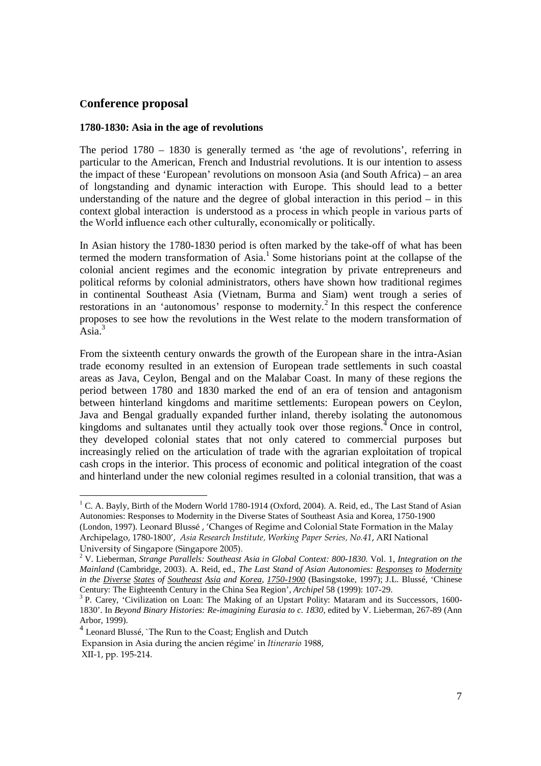## Conference proposal

### 1780-1830: Asia in the age of revolutions

The period 1780 – 1830 is generally termed as 'the age of revolutions', referring in particular to the American, French and Industrial revolutions. It is our intention to assess the impact of these 'European' revolutions on monsoon Asia (and South Africa) – an area of longstanding and dynamic interaction with Europe. This should lead to a better understanding of the nature and the degree of global interaction in this period – in this context global interaction is understood as a process in which people in various parts of the World influence each other culturally, economically or politically.

In Asian history the 1780-1830 period is often marked by the take-off of what has been termed the modern transformation of Asia.[1] Some historians point at the collapse of the colonial ancient regimes and the economic integration by private entrepreneurs and political reforms by colonial administrators, others have shown how traditional regimes in continental Southeast Asia (Vietnam, Burma and Siam) went trough a series of restorations in an 'autonomous' response to modernity.[2] In this respect the conference proposes to see how the revolutions in the West relate to the modern transformation of Asia.[3]

From the sixteenth century onwards the growth of the European share in the intra-Asian trade economy resulted in an extension of European trade settlements in such coastal areas as Java, Ceylon, Bengal and on the Malabar Coast. In many of these regions the period between 1780 and 1830 marked the end of an era of tension and antagonism between hinterland kingdoms and maritime settlements: European powers on Ceylon, Java and Bengal gradually expanded further inland, thereby isolating the autonomous kingdoms and sultanates until they actually took over those regions.[4] Once in control, they developed colonial states that not only catered to commercial purposes but increasingly relied on the articulation of trade with the agrarian exploitation of tropical cash crops in the interior. This process of economic and political integration of the coast and hinterland under the new colonial regimes resulted in a colonial transition, that was a

---

[1] C. A. Bayly, Birth of the Modern World 1780-1914 (Oxford, 2004). A. Reid, ed., The Last Stand of Asian Autonomies: Responses to Modernity in the Diverse States of Southeast Asia and Korea, 1750-1900 (London, 1997). Leonard Blussé , 'Changes of Regime and Colonial State Formation in the Malay Archipelago, 1780-1800', *Asia Research Institute, Working Paper Series, No.41*, ARI National University of Singapore (Singapore 2005).

[2] V. Lieberman, *Strange Parallels: Southeast Asia in Global Context: 800-1830.* Vol. 1, *Integration on the Mainland* (Cambridge, 2003). A. Reid, ed., *The Last Stand of Asian Autonomies: Responses to Modernity in the Diverse States of Southeast Asia and Korea, 1750-1900* (Basingstoke, 1997); J.L. Blussé, 'Chinese Century: The Eighteenth Century in the China Sea Region', *Archipel* 58 (1999): 107-29.

[3] P. Carey, 'Civilization on Loan: The Making of an Upstart Polity: Mataram and its Successors, 1600-1830'. In *Beyond Binary Histories: Re-imagining Eurasia to c. 1830*, edited by V. Lieberman, 267-89 (Ann Arbor, 1999).

[4] Leonard Blussé, `The Run to the Coast; English and Dutch Expansion in Asia during the ancien régime' in *Itinerario* 1988, XII-1, pp. 195-214.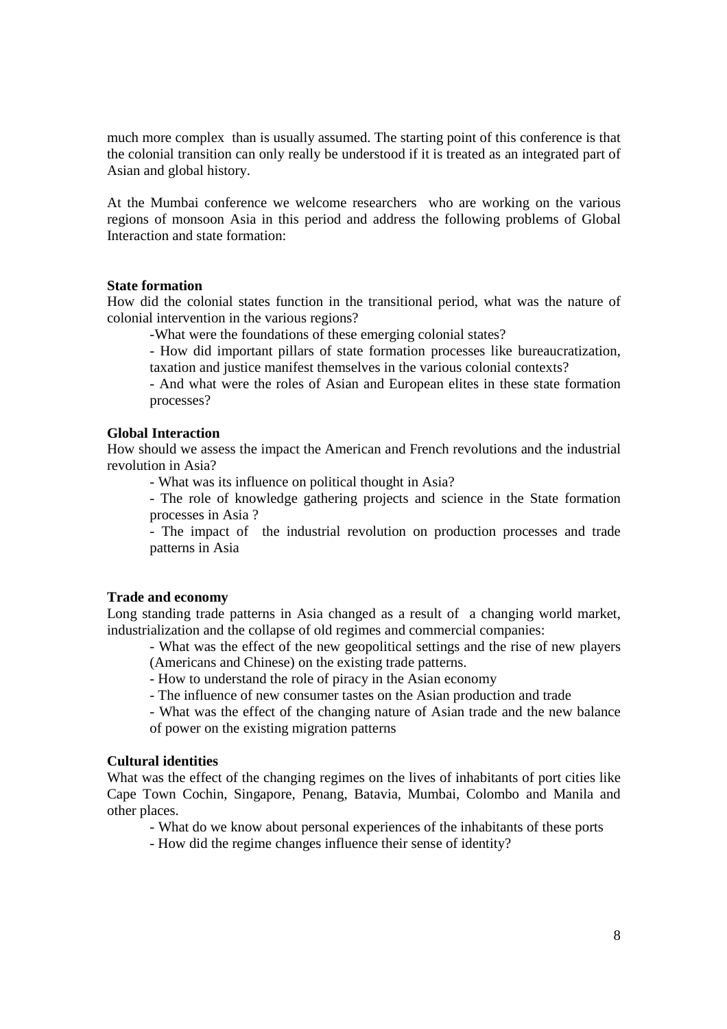much more complex than is usually assumed. The starting point of this conference is that the colonial transition can only really be understood if it is treated as an integrated part of Asian and global history.

At the Mumbai conference we welcome researchers who are working on the various regions of monsoon Asia in this period and address the following problems of Global Interaction and state formation:

**State formation**

How did the colonial states function in the transitional period, what was the nature of colonial intervention in the various regions?

-What were the foundations of these emerging colonial states?

- How did important pillars of state formation processes like bureaucratization, taxation and justice manifest themselves in the various colonial contexts?

- And what were the roles of Asian and European elites in these state formation processes?

**Global Interaction**

How should we assess the impact the American and French revolutions and the industrial revolution in Asia?

- What was its influence on political thought in Asia?

- The role of knowledge gathering projects and science in the State formation processes in Asia ?

- The impact of the industrial revolution on production processes and trade patterns in Asia

**Trade and economy**

Long standing trade patterns in Asia changed as a result of a changing world market, industrialization and the collapse of old regimes and commercial companies:

- What was the effect of the new geopolitical settings and the rise of new players (Americans and Chinese) on the existing trade patterns.

- How to understand the role of piracy in the Asian economy

- The influence of new consumer tastes on the Asian production and trade

- What was the effect of the changing nature of Asian trade and the new balance of power on the existing migration patterns

**Cultural identities**

What was the effect of the changing regimes on the lives of inhabitants of port cities like Cape Town Cochin, Singapore, Penang, Batavia, Mumbai, Colombo and Manila and other places.

- What do we know about personal experiences of the inhabitants of these ports

- How did the regime changes influence their sense of identity?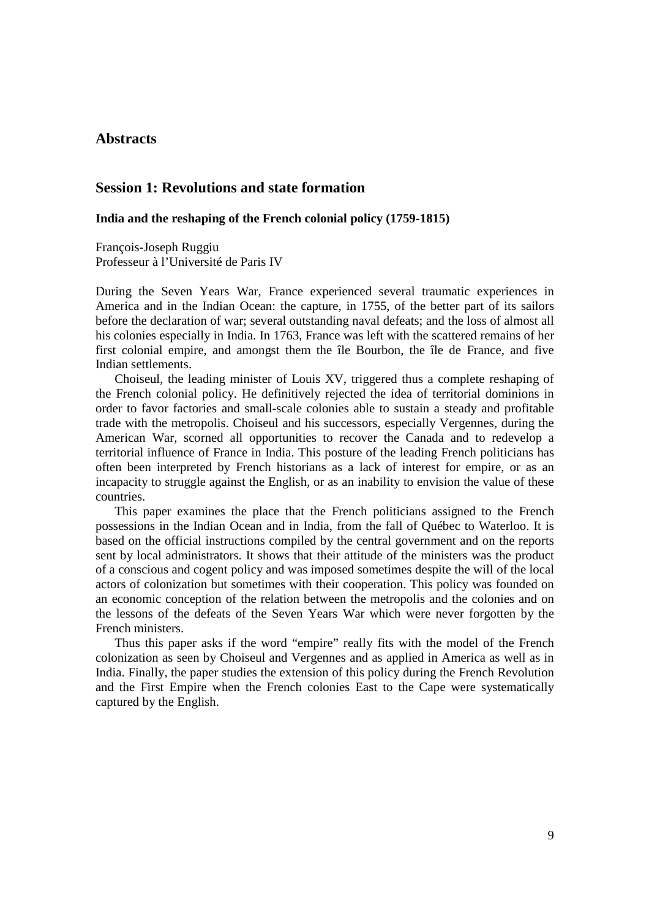# Abstracts

## Session 1: Revolutions and state formation

### India and the reshaping of the French colonial policy (1759-1815)

François-Joseph Ruggiu
Professeur à l'Université de Paris IV

During the Seven Years War, France experienced several traumatic experiences in America and in the Indian Ocean: the capture, in 1755, of the better part of its sailors before the declaration of war; several outstanding naval defeats; and the loss of almost all his colonies especially in India. In 1763, France was left with the scattered remains of her first colonial empire, and amongst them the île Bourbon, the île de France, and five Indian settlements.

Choiseul, the leading minister of Louis XV, triggered thus a complete reshaping of the French colonial policy. He definitively rejected the idea of territorial dominions in order to favor factories and small-scale colonies able to sustain a steady and profitable trade with the metropolis. Choiseul and his successors, especially Vergennes, during the American War, scorned all opportunities to recover the Canada and to redevelop a territorial influence of France in India. This posture of the leading French politicians has often been interpreted by French historians as a lack of interest for empire, or as an incapacity to struggle against the English, or as an inability to envision the value of these countries.

This paper examines the place that the French politicians assigned to the French possessions in the Indian Ocean and in India, from the fall of Québec to Waterloo. It is based on the official instructions compiled by the central government and on the reports sent by local administrators. It shows that their attitude of the ministers was the product of a conscious and cogent policy and was imposed sometimes despite the will of the local actors of colonization but sometimes with their cooperation. This policy was founded on an economic conception of the relation between the metropolis and the colonies and on the lessons of the defeats of the Seven Years War which were never forgotten by the French ministers.

Thus this paper asks if the word "empire" really fits with the model of the French colonization as seen by Choiseul and Vergennes and as applied in America as well as in India. Finally, the paper studies the extension of this policy during the French Revolution and the First Empire when the French colonies East to the Cape were systematically captured by the English.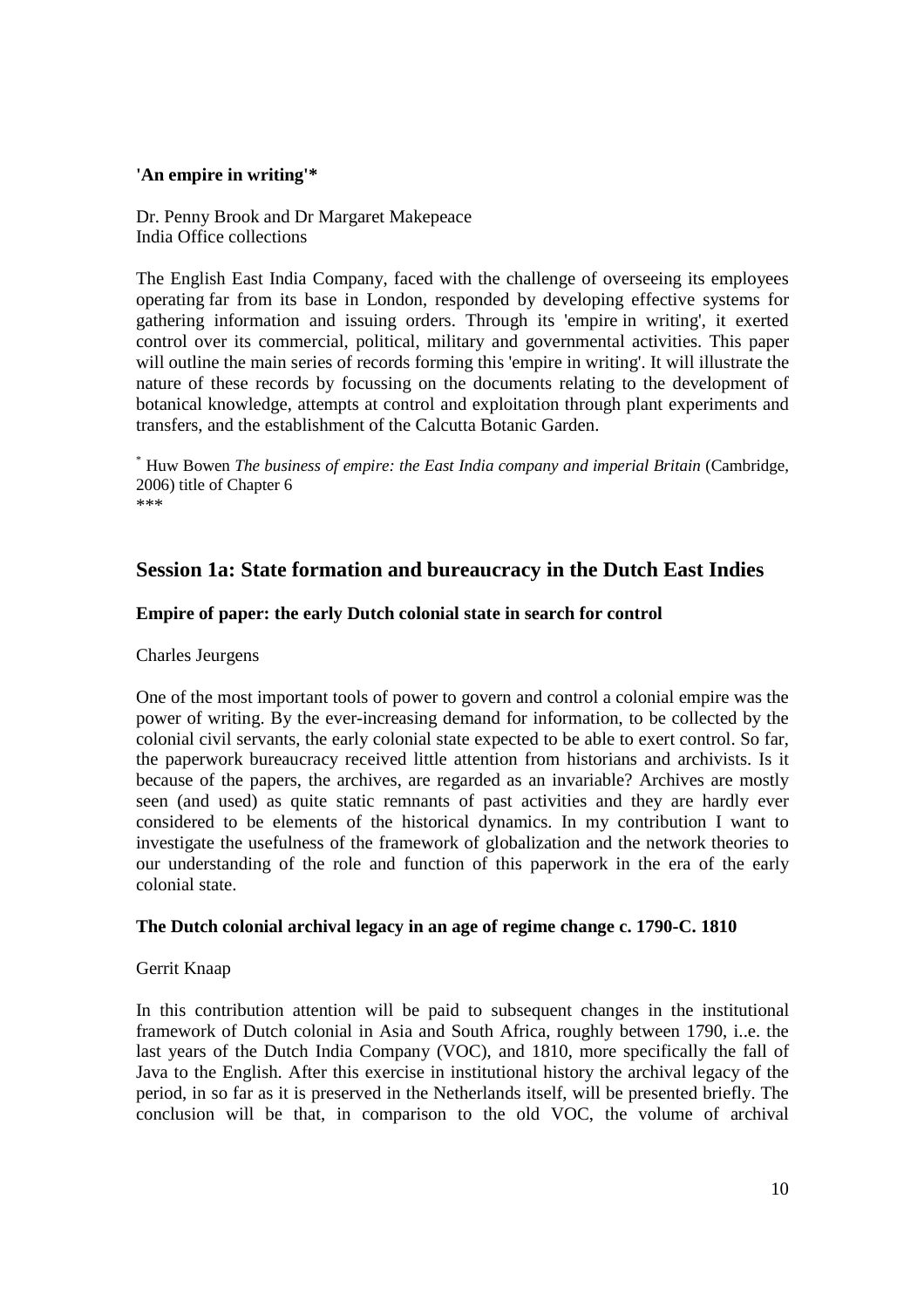**'An empire in writing'***

Dr. Penny Brook and Dr Margaret Makepeace
India Office collections

The English East India Company, faced with the challenge of overseeing its employees operating far from its base in London, responded by developing effective systems for gathering information and issuing orders. Through its 'empire in writing', it exerted control over its commercial, political, military and governmental activities. This paper will outline the main series of records forming this 'empire in writing'. It will illustrate the nature of these records by focussing on the documents relating to the development of botanical knowledge, attempts at control and exploitation through plant experiments and transfers, and the establishment of the Calcutta Botanic Garden.

* Huw Bowen *The business of empire: the East India company and imperial Britain* (Cambridge, 2006) title of Chapter 6

***

## Session 1a: State formation and bureaucracy in the Dutch East Indies

### Empire of paper: the early Dutch colonial state in search for control

Charles Jeurgens

One of the most important tools of power to govern and control a colonial empire was the power of writing. By the ever-increasing demand for information, to be collected by the colonial civil servants, the early colonial state expected to be able to exert control. So far, the paperwork bureaucracy received little attention from historians and archivists. Is it because of the papers, the archives, are regarded as an invariable? Archives are mostly seen (and used) as quite static remnants of past activities and they are hardly ever considered to be elements of the historical dynamics. In my contribution I want to investigate the usefulness of the framework of globalization and the network theories to our understanding of the role and function of this paperwork in the era of the early colonial state.

### The Dutch colonial archival legacy in an age of regime change c. 1790-C. 1810

Gerrit Knaap

In this contribution attention will be paid to subsequent changes in the institutional framework of Dutch colonial in Asia and South Africa, roughly between 1790, i..e. the last years of the Dutch India Company (VOC), and 1810, more specifically the fall of Java to the English. After this exercise in institutional history the archival legacy of the period, in so far as it is preserved in the Netherlands itself, will be presented briefly. The conclusion will be that, in comparison to the old VOC, the volume of archival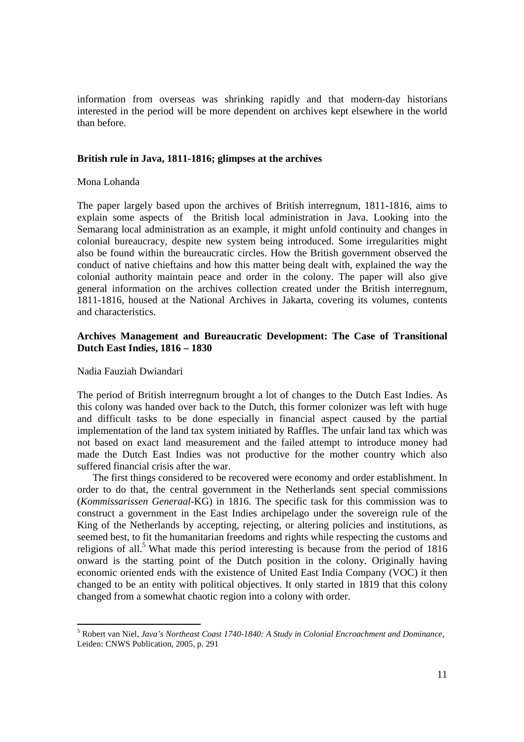information from overseas was shrinking rapidly and that modern-day historians interested in the period will be more dependent on archives kept elsewhere in the world than before.

**British rule in Java, 1811-1816; glimpses at the archives**

Mona Lohanda

The paper largely based upon the archives of British interregnum, 1811-1816, aims to explain some aspects of the British local administration in Java. Looking into the Semarang local administration as an example, it might unfold continuity and changes in colonial bureaucracy, despite new system being introduced. Some irregularities might also be found within the bureaucratic circles. How the British government observed the conduct of native chieftains and how this matter being dealt with, explained the way the colonial authority maintain peace and order in the colony. The paper will also give general information on the archives collection created under the British interregnum, 1811-1816, housed at the National Archives in Jakarta, covering its volumes, contents and characteristics.

**Archives Management and Bureaucratic Development: The Case of Transitional Dutch East Indies, 1816 – 1830**

Nadia Fauziah Dwiandari

The period of British interregnum brought a lot of changes to the Dutch East Indies. As this colony was handed over back to the Dutch, this former colonizer was left with huge and difficult tasks to be done especially in financial aspect caused by the partial implementation of the land tax system initiated by Raffles. The unfair land tax which was not based on exact land measurement and the failed attempt to introduce money had made the Dutch East Indies was not productive for the mother country which also suffered financial crisis after the war.

The first things considered to be recovered were economy and order establishment. In order to do that, the central government in the Netherlands sent special commissions (*Kommissarissen Generaal*-KG) in 1816. The specific task for this commission was to construct a government in the East Indies archipelago under the sovereign rule of the King of the Netherlands by accepting, rejecting, or altering policies and institutions, as seemed best, to fit the humanitarian freedoms and rights while respecting the customs and religions of all.[5] What made this period interesting is because from the period of 1816 onward is the starting point of the Dutch position in the colony. Originally having economic oriented ends with the existence of United East India Company (VOC) it then changed to be an entity with political objectives. It only started in 1819 that this colony changed from a somewhat chaotic region into a colony with order.

[5] Robert van Niel, *Java's Northeast Coast 1740-1840: A Study in Colonial Encroachment and Dominance*, Leiden: CNWS Publication, 2005, p. 291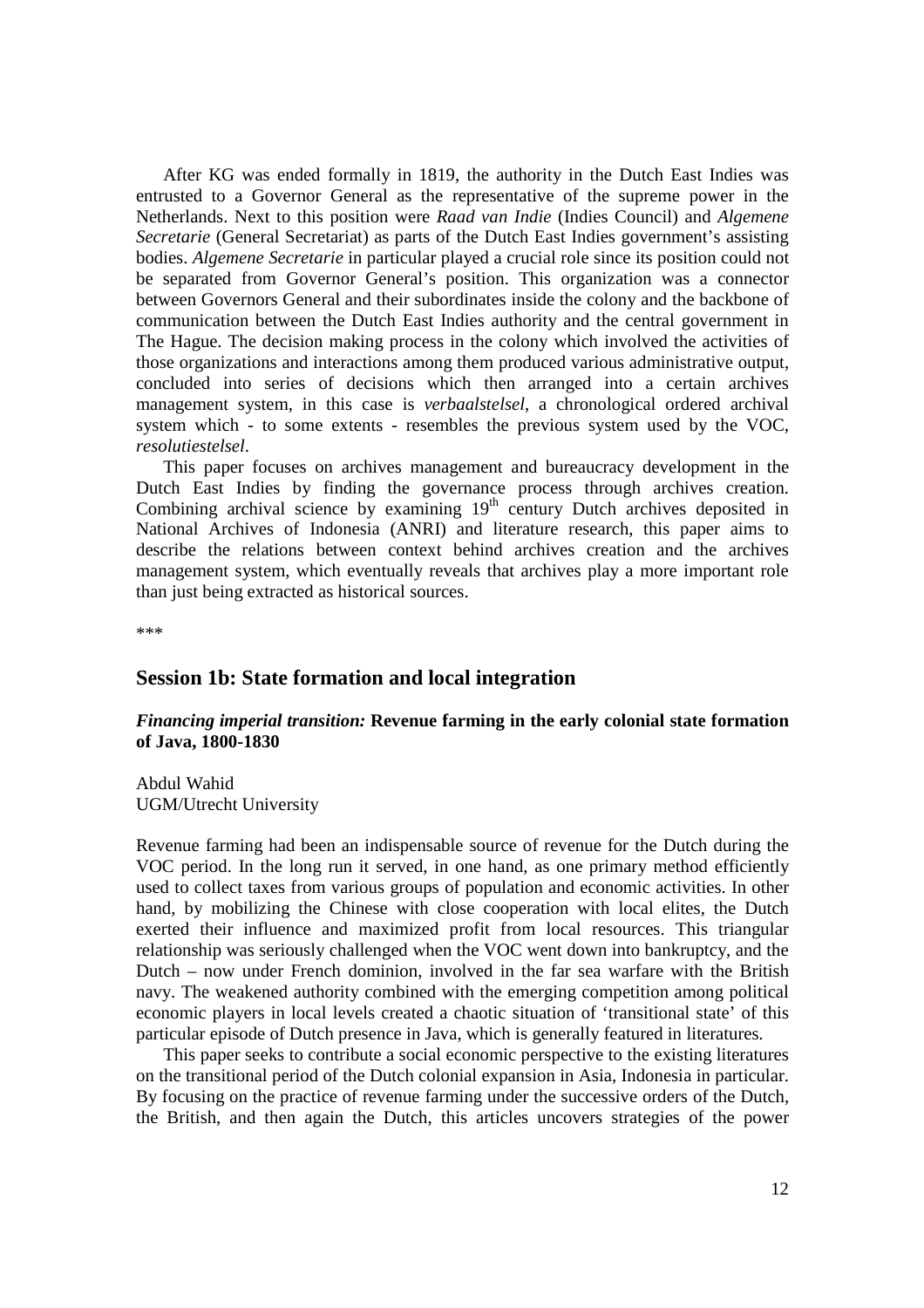After KG was ended formally in 1819, the authority in the Dutch East Indies was entrusted to a Governor General as the representative of the supreme power in the Netherlands. Next to this position were *Raad van Indie* (Indies Council) and *Algemene Secretarie* (General Secretariat) as parts of the Dutch East Indies government's assisting bodies. *Algemene Secretarie* in particular played a crucial role since its position could not be separated from Governor General's position. This organization was a connector between Governors General and their subordinates inside the colony and the backbone of communication between the Dutch East Indies authority and the central government in The Hague. The decision making process in the colony which involved the activities of those organizations and interactions among them produced various administrative output, concluded into series of decisions which then arranged into a certain archives management system, in this case is *verbaalstelsel*, a chronological ordered archival system which - to some extents - resembles the previous system used by the VOC, *resolutiestelsel*.

This paper focuses on archives management and bureaucracy development in the Dutch East Indies by finding the governance process through archives creation. Combining archival science by examining 19th century Dutch archives deposited in National Archives of Indonesia (ANRI) and literature research, this paper aims to describe the relations between context behind archives creation and the archives management system, which eventually reveals that archives play a more important role than just being extracted as historical sources.

***

## Session 1b: State formation and local integration

### ***Financing imperial transition:*** **Revenue farming in the early colonial state formation of Java, 1800-1830**

Abdul Wahid
UGM/Utrecht University

Revenue farming had been an indispensable source of revenue for the Dutch during the VOC period. In the long run it served, in one hand, as one primary method efficiently used to collect taxes from various groups of population and economic activities. In other hand, by mobilizing the Chinese with close cooperation with local elites, the Dutch exerted their influence and maximized profit from local resources. This triangular relationship was seriously challenged when the VOC went down into bankruptcy, and the Dutch – now under French dominion, involved in the far sea warfare with the British navy. The weakened authority combined with the emerging competition among political economic players in local levels created a chaotic situation of 'transitional state' of this particular episode of Dutch presence in Java, which is generally featured in literatures.

This paper seeks to contribute a social economic perspective to the existing literatures on the transitional period of the Dutch colonial expansion in Asia, Indonesia in particular. By focusing on the practice of revenue farming under the successive orders of the Dutch, the British, and then again the Dutch, this articles uncovers strategies of the power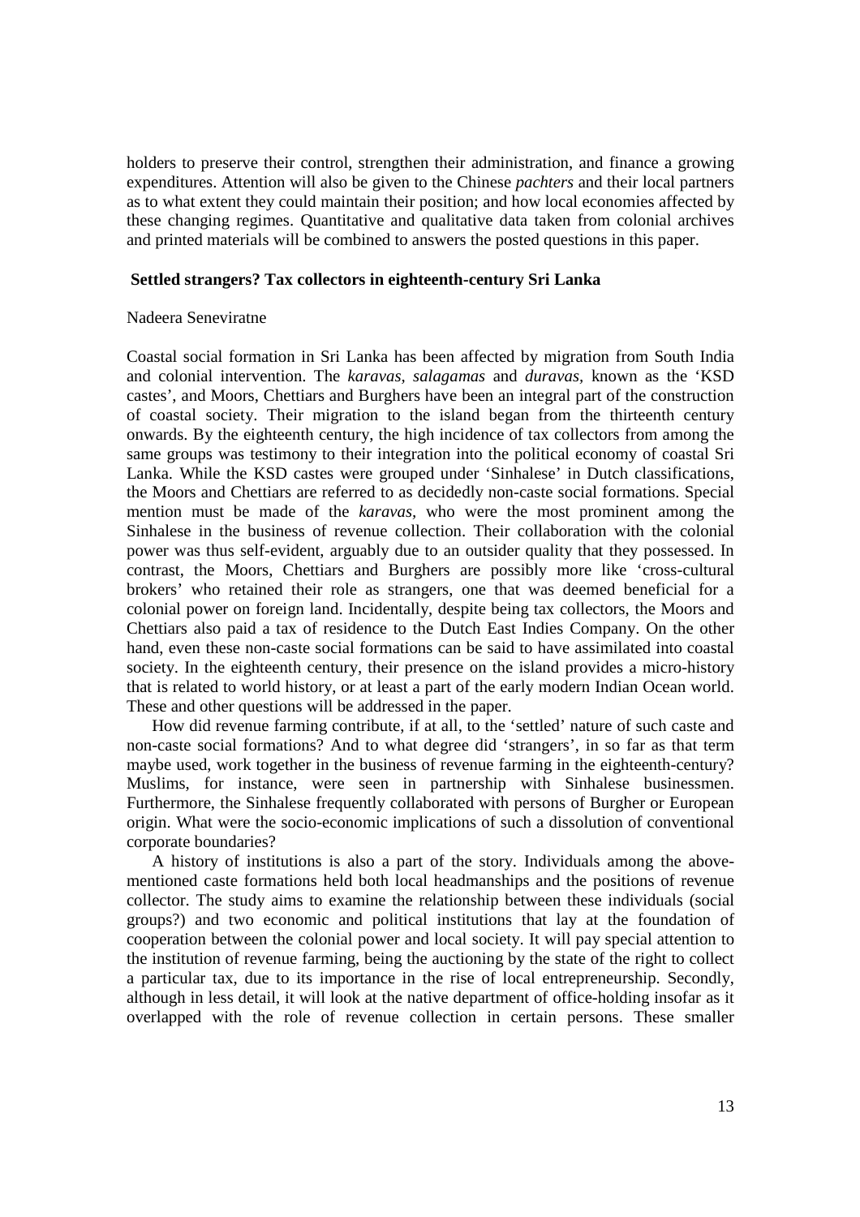holders to preserve their control, strengthen their administration, and finance a growing expenditures. Attention will also be given to the Chinese *pachters* and their local partners as to what extent they could maintain their position; and how local economies affected by these changing regimes. Quantitative and qualitative data taken from colonial archives and printed materials will be combined to answers the posted questions in this paper.

### Settled strangers? Tax collectors in eighteenth-century Sri Lanka

Nadeera Seneviratne

Coastal social formation in Sri Lanka has been affected by migration from South India and colonial intervention. The *karavas, salagamas* and *duravas,* known as the 'KSD castes', and Moors, Chettiars and Burghers have been an integral part of the construction of coastal society. Their migration to the island began from the thirteenth century onwards. By the eighteenth century, the high incidence of tax collectors from among the same groups was testimony to their integration into the political economy of coastal Sri Lanka. While the KSD castes were grouped under 'Sinhalese' in Dutch classifications, the Moors and Chettiars are referred to as decidedly non-caste social formations. Special mention must be made of the *karavas,* who were the most prominent among the Sinhalese in the business of revenue collection. Their collaboration with the colonial power was thus self-evident, arguably due to an outsider quality that they possessed. In contrast, the Moors, Chettiars and Burghers are possibly more like 'cross-cultural brokers' who retained their role as strangers, one that was deemed beneficial for a colonial power on foreign land. Incidentally, despite being tax collectors, the Moors and Chettiars also paid a tax of residence to the Dutch East Indies Company. On the other hand, even these non-caste social formations can be said to have assimilated into coastal society. In the eighteenth century, their presence on the island provides a micro-history that is related to world history, or at least a part of the early modern Indian Ocean world. These and other questions will be addressed in the paper.

How did revenue farming contribute, if at all, to the 'settled' nature of such caste and non-caste social formations? And to what degree did 'strangers', in so far as that term maybe used, work together in the business of revenue farming in the eighteenth-century? Muslims, for instance, were seen in partnership with Sinhalese businessmen. Furthermore, the Sinhalese frequently collaborated with persons of Burgher or European origin. What were the socio-economic implications of such a dissolution of conventional corporate boundaries?

A history of institutions is also a part of the story. Individuals among the above-mentioned caste formations held both local headmanships and the positions of revenue collector. The study aims to examine the relationship between these individuals (social groups?) and two economic and political institutions that lay at the foundation of cooperation between the colonial power and local society. It will pay special attention to the institution of revenue farming, being the auctioning by the state of the right to collect a particular tax, due to its importance in the rise of local entrepreneurship. Secondly, although in less detail, it will look at the native department of office-holding insofar as it overlapped with the role of revenue collection in certain persons. These smaller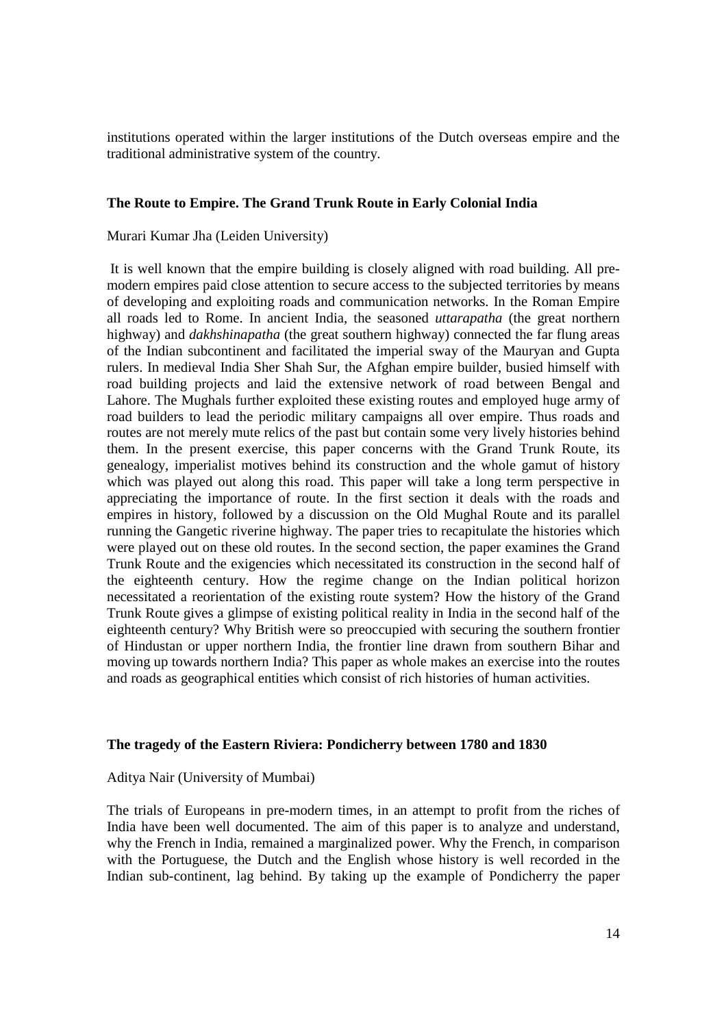institutions operated within the larger institutions of the Dutch overseas empire and the traditional administrative system of the country.

### The Route to Empire. The Grand Trunk Route in Early Colonial India

Murari Kumar Jha (Leiden University)

It is well known that the empire building is closely aligned with road building. All pre-modern empires paid close attention to secure access to the subjected territories by means of developing and exploiting roads and communication networks. In the Roman Empire all roads led to Rome. In ancient India, the seasoned *uttarapatha* (the great northern highway) and *dakhshinapatha* (the great southern highway) connected the far flung areas of the Indian subcontinent and facilitated the imperial sway of the Mauryan and Gupta rulers. In medieval India Sher Shah Sur, the Afghan empire builder, busied himself with road building projects and laid the extensive network of road between Bengal and Lahore. The Mughals further exploited these existing routes and employed huge army of road builders to lead the periodic military campaigns all over empire. Thus roads and routes are not merely mute relics of the past but contain some very lively histories behind them. In the present exercise, this paper concerns with the Grand Trunk Route, its genealogy, imperialist motives behind its construction and the whole gamut of history which was played out along this road. This paper will take a long term perspective in appreciating the importance of route. In the first section it deals with the roads and empires in history, followed by a discussion on the Old Mughal Route and its parallel running the Gangetic riverine highway. The paper tries to recapitulate the histories which were played out on these old routes. In the second section, the paper examines the Grand Trunk Route and the exigencies which necessitated its construction in the second half of the eighteenth century. How the regime change on the Indian political horizon necessitated a reorientation of the existing route system? How the history of the Grand Trunk Route gives a glimpse of existing political reality in India in the second half of the eighteenth century? Why British were so preoccupied with securing the southern frontier of Hindustan or upper northern India, the frontier line drawn from southern Bihar and moving up towards northern India? This paper as whole makes an exercise into the routes and roads as geographical entities which consist of rich histories of human activities.

### The tragedy of the Eastern Riviera: Pondicherry between 1780 and 1830

Aditya Nair (University of Mumbai)

The trials of Europeans in pre-modern times, in an attempt to profit from the riches of India have been well documented. The aim of this paper is to analyze and understand, why the French in India, remained a marginalized power. Why the French, in comparison with the Portuguese, the Dutch and the English whose history is well recorded in the Indian sub-continent, lag behind. By taking up the example of Pondicherry the paper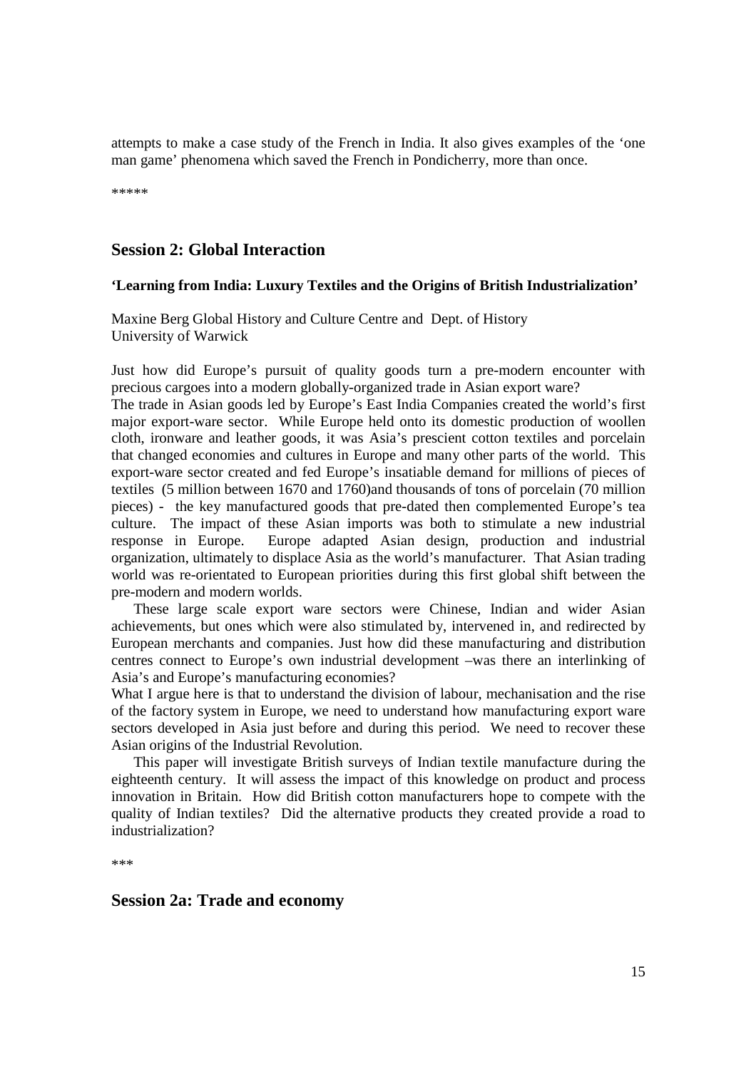attempts to make a case study of the French in India. It also gives examples of the 'one man game' phenomena which saved the French in Pondicherry, more than once.

*****

## Session 2: Global Interaction

**'Learning from India: Luxury Textiles and the Origins of British Industrialization'**

Maxine Berg Global History and Culture Centre and Dept. of History
University of Warwick

Just how did Europe's pursuit of quality goods turn a pre-modern encounter with precious cargoes into a modern globally-organized trade in Asian export ware?
The trade in Asian goods led by Europe's East India Companies created the world's first major export-ware sector. While Europe held onto its domestic production of woollen cloth, ironware and leather goods, it was Asia's prescient cotton textiles and porcelain that changed economies and cultures in Europe and many other parts of the world. This export-ware sector created and fed Europe's insatiable demand for millions of pieces of textiles (5 million between 1670 and 1760)and thousands of tons of porcelain (70 million pieces) - the key manufactured goods that pre-dated then complemented Europe's tea culture. The impact of these Asian imports was both to stimulate a new industrial response in Europe. Europe adapted Asian design, production and industrial organization, ultimately to displace Asia as the world's manufacturer. That Asian trading world was re-orientated to European priorities during this first global shift between the pre-modern and modern worlds.

These large scale export ware sectors were Chinese, Indian and wider Asian achievements, but ones which were also stimulated by, intervened in, and redirected by European merchants and companies. Just how did these manufacturing and distribution centres connect to Europe's own industrial development –was there an interlinking of Asia's and Europe's manufacturing economies?
What I argue here is that to understand the division of labour, mechanisation and the rise of the factory system in Europe, we need to understand how manufacturing export ware sectors developed in Asia just before and during this period. We need to recover these Asian origins of the Industrial Revolution.

This paper will investigate British surveys of Indian textile manufacture during the eighteenth century. It will assess the impact of this knowledge on product and process innovation in Britain. How did British cotton manufacturers hope to compete with the quality of Indian textiles? Did the alternative products they created provide a road to industrialization?

***

## Session 2a: Trade and economy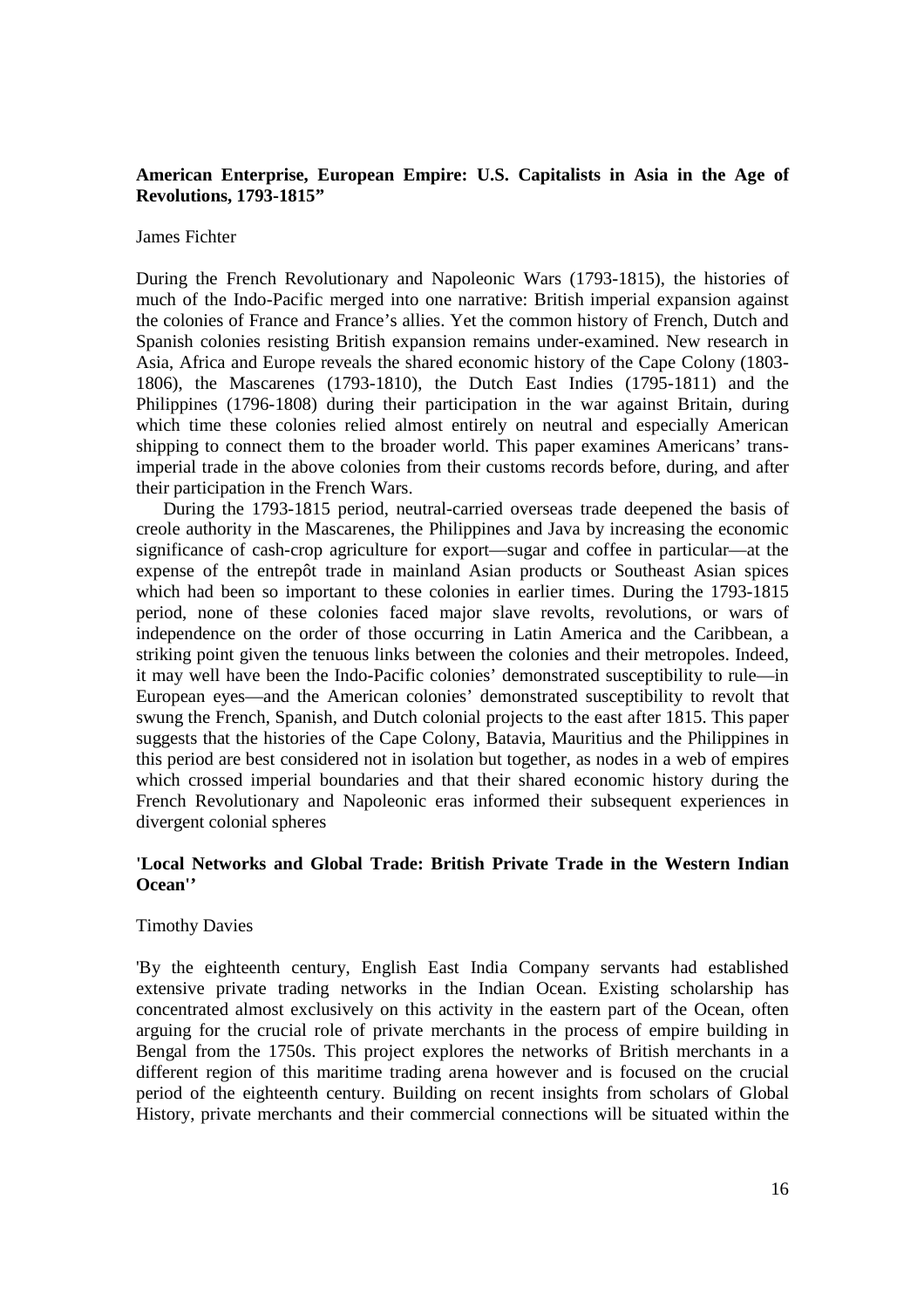**American Enterprise, European Empire: U.S. Capitalists in Asia in the Age of Revolutions, 1793-1815"**

James Fichter

During the French Revolutionary and Napoleonic Wars (1793-1815), the histories of much of the Indo-Pacific merged into one narrative: British imperial expansion against the colonies of France and France's allies. Yet the common history of French, Dutch and Spanish colonies resisting British expansion remains under-examined. New research in Asia, Africa and Europe reveals the shared economic history of the Cape Colony (1803-1806), the Mascarenes (1793-1810), the Dutch East Indies (1795-1811) and the Philippines (1796-1808) during their participation in the war against Britain, during which time these colonies relied almost entirely on neutral and especially American shipping to connect them to the broader world. This paper examines Americans' trans-imperial trade in the above colonies from their customs records before, during, and after their participation in the French Wars.

During the 1793-1815 period, neutral-carried overseas trade deepened the basis of creole authority in the Mascarenes, the Philippines and Java by increasing the economic significance of cash-crop agriculture for export—sugar and coffee in particular—at the expense of the entrepôt trade in mainland Asian products or Southeast Asian spices which had been so important to these colonies in earlier times. During the 1793-1815 period, none of these colonies faced major slave revolts, revolutions, or wars of independence on the order of those occurring in Latin America and the Caribbean, a striking point given the tenuous links between the colonies and their metropoles. Indeed, it may well have been the Indo-Pacific colonies' demonstrated susceptibility to rule—in European eyes—and the American colonies' demonstrated susceptibility to revolt that swung the French, Spanish, and Dutch colonial projects to the east after 1815. This paper suggests that the histories of the Cape Colony, Batavia, Mauritius and the Philippines in this period are best considered not in isolation but together, as nodes in a web of empires which crossed imperial boundaries and that their shared economic history during the French Revolutionary and Napoleonic eras informed their subsequent experiences in divergent colonial spheres

**'Local Networks and Global Trade: British Private Trade in the Western Indian Ocean''**

Timothy Davies

'By the eighteenth century, English East India Company servants had established extensive private trading networks in the Indian Ocean. Existing scholarship has concentrated almost exclusively on this activity in the eastern part of the Ocean, often arguing for the crucial role of private merchants in the process of empire building in Bengal from the 1750s. This project explores the networks of British merchants in a different region of this maritime trading arena however and is focused on the crucial period of the eighteenth century. Building on recent insights from scholars of Global History, private merchants and their commercial connections will be situated within the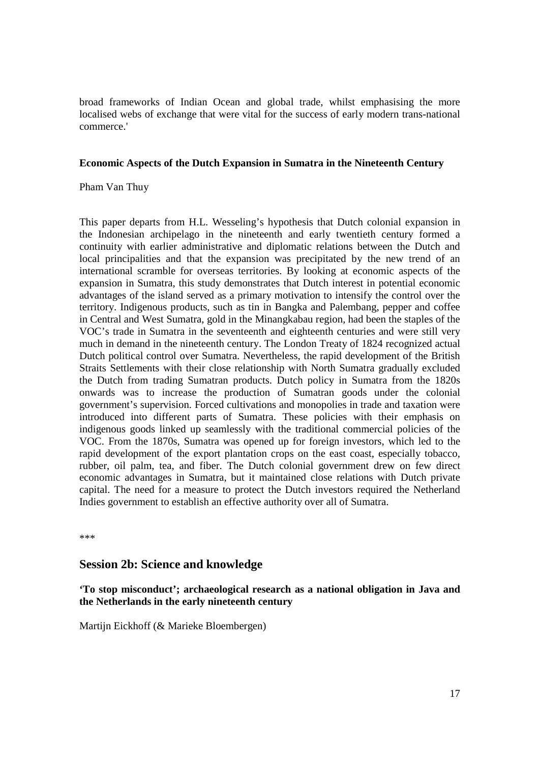broad frameworks of Indian Ocean and global trade, whilst emphasising the more localised webs of exchange that were vital for the success of early modern trans-national commerce.'

**Economic Aspects of the Dutch Expansion in Sumatra in the Nineteenth Century**

Pham Van Thuy

This paper departs from H.L. Wesseling's hypothesis that Dutch colonial expansion in the Indonesian archipelago in the nineteenth and early twentieth century formed a continuity with earlier administrative and diplomatic relations between the Dutch and local principalities and that the expansion was precipitated by the new trend of an international scramble for overseas territories. By looking at economic aspects of the expansion in Sumatra, this study demonstrates that Dutch interest in potential economic advantages of the island served as a primary motivation to intensify the control over the territory. Indigenous products, such as tin in Bangka and Palembang, pepper and coffee in Central and West Sumatra, gold in the Minangkabau region, had been the staples of the VOC's trade in Sumatra in the seventeenth and eighteenth centuries and were still very much in demand in the nineteenth century. The London Treaty of 1824 recognized actual Dutch political control over Sumatra. Nevertheless, the rapid development of the British Straits Settlements with their close relationship with North Sumatra gradually excluded the Dutch from trading Sumatran products. Dutch policy in Sumatra from the 1820s onwards was to increase the production of Sumatran goods under the colonial government's supervision. Forced cultivations and monopolies in trade and taxation were introduced into different parts of Sumatra. These policies with their emphasis on indigenous goods linked up seamlessly with the traditional commercial policies of the VOC. From the 1870s, Sumatra was opened up for foreign investors, which led to the rapid development of the export plantation crops on the east coast, especially tobacco, rubber, oil palm, tea, and fiber. The Dutch colonial government drew on few direct economic advantages in Sumatra, but it maintained close relations with Dutch private capital. The need for a measure to protect the Dutch investors required the Netherland Indies government to establish an effective authority over all of Sumatra.

***

## Session 2b: Science and knowledge

**'To stop misconduct'; archaeological research as a national obligation in Java and the Netherlands in the early nineteenth century**

Martijn Eickhoff (& Marieke Bloembergen)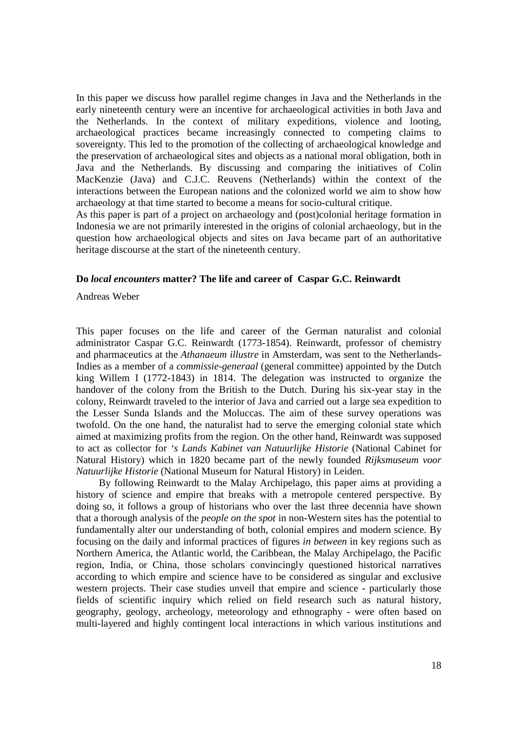In this paper we discuss how parallel regime changes in Java and the Netherlands in the early nineteenth century were an incentive for archaeological activities in both Java and the Netherlands. In the context of military expeditions, violence and looting, archaeological practices became increasingly connected to competing claims to sovereignty. This led to the promotion of the collecting of archaeological knowledge and the preservation of archaeological sites and objects as a national moral obligation, both in Java and the Netherlands. By discussing and comparing the initiatives of Colin MacKenzie (Java) and C.J.C. Reuvens (Netherlands) within the context of the interactions between the European nations and the colonized world we aim to show how archaeology at that time started to become a means for socio-cultural critique.
As this paper is part of a project on archaeology and (post)colonial heritage formation in Indonesia we are not primarily interested in the origins of colonial archaeology, but in the question how archaeological objects and sites on Java became part of an authoritative heritage discourse at the start of the nineteenth century.

**Do *local encounters* matter? The life and career of Caspar G.C. Reinwardt**

Andreas Weber

This paper focuses on the life and career of the German naturalist and colonial administrator Caspar G.C. Reinwardt (1773-1854). Reinwardt, professor of chemistry and pharmaceutics at the *Athanaeum illustre* in Amsterdam, was sent to the Netherlands-Indies as a member of a *commissie-generaal* (general committee) appointed by the Dutch king Willem I (1772-1843) in 1814. The delegation was instructed to organize the handover of the colony from the British to the Dutch. During his six-year stay in the colony, Reinwardt traveled to the interior of Java and carried out a large sea expedition to the Lesser Sunda Islands and the Moluccas. The aim of these survey operations was twofold. On the one hand, the naturalist had to serve the emerging colonial state which aimed at maximizing profits from the region. On the other hand, Reinwardt was supposed to act as collector for *'s Lands Kabinet van Natuurlijke Historie* (National Cabinet for Natural History) which in 1820 became part of the newly founded *Rijksmuseum voor Natuurlijke Historie* (National Museum for Natural History) in Leiden.

By following Reinwardt to the Malay Archipelago, this paper aims at providing a history of science and empire that breaks with a metropole centered perspective. By doing so, it follows a group of historians who over the last three decennia have shown that a thorough analysis of the *people on the spot* in non-Western sites has the potential to fundamentally alter our understanding of both, colonial empires and modern science. By focusing on the daily and informal practices of figures *in between* in key regions such as Northern America, the Atlantic world, the Caribbean, the Malay Archipelago, the Pacific region, India, or China, those scholars convincingly questioned historical narratives according to which empire and science have to be considered as singular and exclusive western projects. Their case studies unveil that empire and science - particularly those fields of scientific inquiry which relied on field research such as natural history, geography, geology, archeology, meteorology and ethnography - were often based on multi-layered and highly contingent local interactions in which various institutions and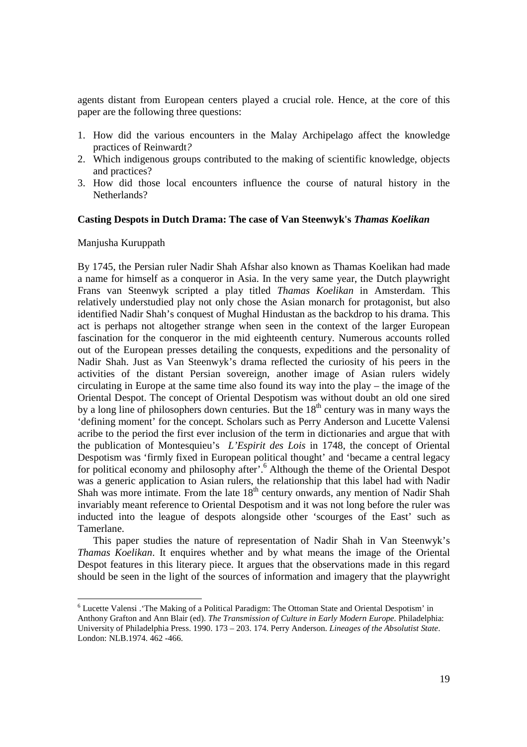agents distant from European centers played a crucial role. Hence, at the core of this paper are the following three questions:

1. How did the various encounters in the Malay Archipelago affect the knowledge practices of Reinwardt*?*
2. Which indigenous groups contributed to the making of scientific knowledge, objects and practices?
3. How did those local encounters influence the course of natural history in the Netherlands?

**Casting Despots in Dutch Drama: The case of Van Steenwyk's *Thamas Koelikan***

Manjusha Kuruppath

By 1745, the Persian ruler Nadir Shah Afshar also known as Thamas Koelikan had made a name for himself as a conqueror in Asia. In the very same year, the Dutch playwright Frans van Steenwyk scripted a play titled *Thamas Koelikan* in Amsterdam. This relatively understudied play not only chose the Asian monarch for protagonist, but also identified Nadir Shah's conquest of Mughal Hindustan as the backdrop to his drama. This act is perhaps not altogether strange when seen in the context of the larger European fascination for the conqueror in the mid eighteenth century. Numerous accounts rolled out of the European presses detailing the conquests, expeditions and the personality of Nadir Shah. Just as Van Steenwyk's drama reflected the curiosity of his peers in the activities of the distant Persian sovereign, another image of Asian rulers widely circulating in Europe at the same time also found its way into the play – the image of the Oriental Despot. The concept of Oriental Despotism was without doubt an old one sired by a long line of philosophers down centuries. But the 18th century was in many ways the 'defining moment' for the concept. Scholars such as Perry Anderson and Lucette Valensi acribe to the period the first ever inclusion of the term in dictionaries and argue that with the publication of Montesquieu's *L'Espirit des Lois* in 1748, the concept of Oriental Despotism was 'firmly fixed in European political thought' and 'became a central legacy for political economy and philosophy after'.[6] Although the theme of the Oriental Despot was a generic application to Asian rulers, the relationship that this label had with Nadir Shah was more intimate. From the late 18th century onwards, any mention of Nadir Shah invariably meant reference to Oriental Despotism and it was not long before the ruler was inducted into the league of despots alongside other 'scourges of the East' such as Tamerlane.

This paper studies the nature of representation of Nadir Shah in Van Steenwyk's *Thamas Koelikan*. It enquires whether and by what means the image of the Oriental Despot features in this literary piece. It argues that the observations made in this regard should be seen in the light of the sources of information and imagery that the playwright

[6] Lucette Valensi .'The Making of a Political Paradigm: The Ottoman State and Oriental Despotism' in Anthony Grafton and Ann Blair (ed). *The Transmission of Culture in Early Modern Europe.* Philadelphia: University of Philadelphia Press. 1990. 173 – 203. 174. Perry Anderson. *Lineages of the Absolutist State*. London: NLB.1974. 462 -466.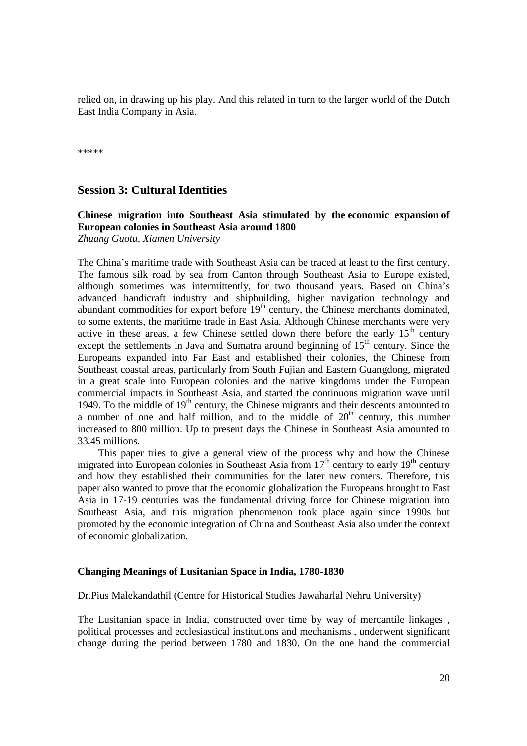relied on, in drawing up his play. And this related in turn to the larger world of the Dutch East India Company in Asia.

*****

## Session 3: Cultural Identities

**Chinese migration into Southeast Asia stimulated by the economic expansion of European colonies in Southeast Asia around 1800**
*Zhuang Guotu, Xiamen University*

The China's maritime trade with Southeast Asia can be traced at least to the first century. The famous silk road by sea from Canton through Southeast Asia to Europe existed, although sometimes was intermittently, for two thousand years. Based on China's advanced handicraft industry and shipbuilding, higher navigation technology and abundant commodities for export before 19th century, the Chinese merchants dominated, to some extents, the maritime trade in East Asia. Although Chinese merchants were very active in these areas, a few Chinese settled down there before the early 15th century except the settlements in Java and Sumatra around beginning of 15th century. Since the Europeans expanded into Far East and established their colonies, the Chinese from Southeast coastal areas, particularly from South Fujian and Eastern Guangdong, migrated in a great scale into European colonies and the native kingdoms under the European commercial impacts in Southeast Asia, and started the continuous migration wave until 1949. To the middle of 19th century, the Chinese migrants and their descents amounted to a number of one and half million, and to the middle of 20th century, this number increased to 800 million. Up to present days the Chinese in Southeast Asia amounted to 33.45 millions.

This paper tries to give a general view of the process why and how the Chinese migrated into European colonies in Southeast Asia from 17th century to early 19th century and how they established their communities for the later new comers. Therefore, this paper also wanted to prove that the economic globalization the Europeans brought to East Asia in 17-19 centuries was the fundamental driving force for Chinese migration into Southeast Asia, and this migration phenomenon took place again since 1990s but promoted by the economic integration of China and Southeast Asia also under the context of economic globalization.

**Changing Meanings of Lusitanian Space in India, 1780-1830**

Dr.Pius Malekandathil (Centre for Historical Studies Jawaharlal Nehru University)

The Lusitanian space in India, constructed over time by way of mercantile linkages , political processes and ecclesiastical institutions and mechanisms , underwent significant change during the period between 1780 and 1830. On the one hand the commercial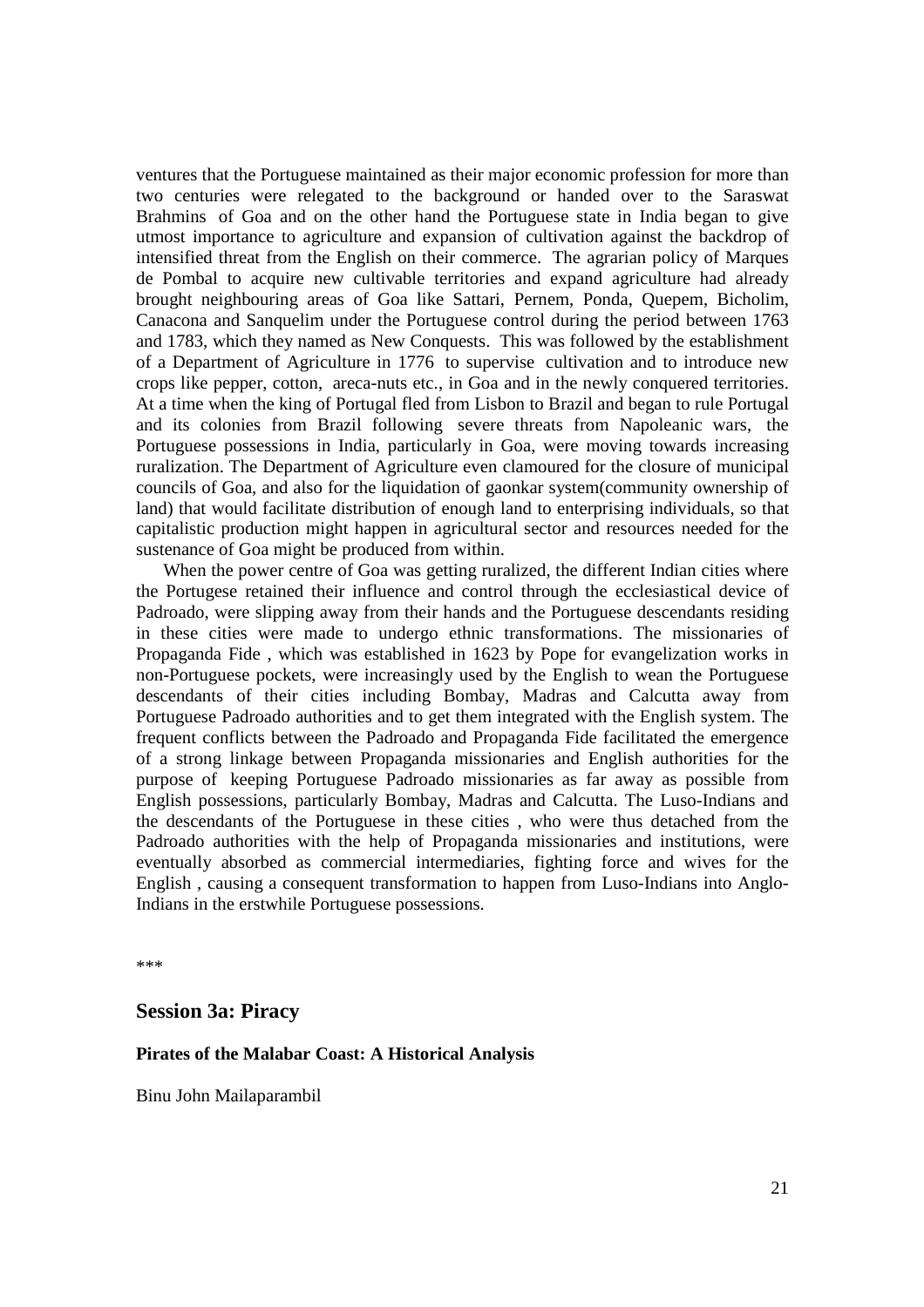ventures that the Portuguese maintained as their major economic profession for more than two centuries were relegated to the background or handed over to the Saraswat Brahmins of Goa and on the other hand the Portuguese state in India began to give utmost importance to agriculture and expansion of cultivation against the backdrop of intensified threat from the English on their commerce. The agrarian policy of Marques de Pombal to acquire new cultivable territories and expand agriculture had already brought neighbouring areas of Goa like Sattari, Pernem, Ponda, Quepem, Bicholim, Canacona and Sanquelim under the Portuguese control during the period between 1763 and 1783, which they named as New Conquests. This was followed by the establishment of a Department of Agriculture in 1776 to supervise cultivation and to introduce new crops like pepper, cotton, areca-nuts etc., in Goa and in the newly conquered territories. At a time when the king of Portugal fled from Lisbon to Brazil and began to rule Portugal and its colonies from Brazil following severe threats from Napoleanic wars, the Portuguese possessions in India, particularly in Goa, were moving towards increasing ruralization. The Department of Agriculture even clamoured for the closure of municipal councils of Goa, and also for the liquidation of gaonkar system(community ownership of land) that would facilitate distribution of enough land to enterprising individuals, so that capitalistic production might happen in agricultural sector and resources needed for the sustenance of Goa might be produced from within.

When the power centre of Goa was getting ruralized, the different Indian cities where the Portugese retained their influence and control through the ecclesiastical device of Padroado, were slipping away from their hands and the Portuguese descendants residing in these cities were made to undergo ethnic transformations. The missionaries of Propaganda Fide , which was established in 1623 by Pope for evangelization works in non-Portuguese pockets, were increasingly used by the English to wean the Portuguese descendants of their cities including Bombay, Madras and Calcutta away from Portuguese Padroado authorities and to get them integrated with the English system. The frequent conflicts between the Padroado and Propaganda Fide facilitated the emergence of a strong linkage between Propaganda missionaries and English authorities for the purpose of keeping Portuguese Padroado missionaries as far away as possible from English possessions, particularly Bombay, Madras and Calcutta. The Luso-Indians and the descendants of the Portuguese in these cities , who were thus detached from the Padroado authorities with the help of Propaganda missionaries and institutions, were eventually absorbed as commercial intermediaries, fighting force and wives for the English , causing a consequent transformation to happen from Luso-Indians into Anglo-Indians in the erstwhile Portuguese possessions.

***

## Session 3a: Piracy

**Pirates of the Malabar Coast: A Historical Analysis**

Binu John Mailaparambil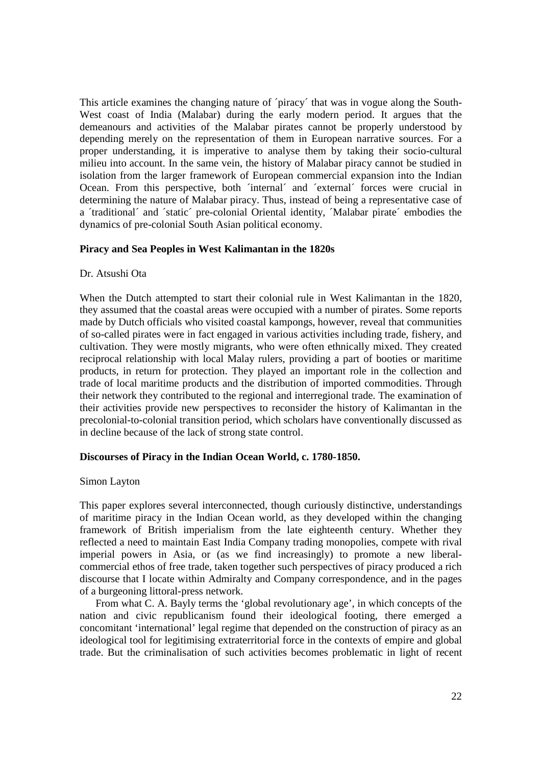This article examines the changing nature of ´piracy´ that was in vogue along the South-West coast of India (Malabar) during the early modern period. It argues that the demeanours and activities of the Malabar pirates cannot be properly understood by depending merely on the representation of them in European narrative sources. For a proper understanding, it is imperative to analyse them by taking their socio-cultural milieu into account. In the same vein, the history of Malabar piracy cannot be studied in isolation from the larger framework of European commercial expansion into the Indian Ocean. From this perspective, both ´internal´ and ´external´ forces were crucial in determining the nature of Malabar piracy. Thus, instead of being a representative case of a ´traditional´ and ´static´ pre-colonial Oriental identity, ´Malabar pirate´ embodies the dynamics of pre-colonial South Asian political economy.

### Piracy and Sea Peoples in West Kalimantan in the 1820s

Dr. Atsushi Ota

When the Dutch attempted to start their colonial rule in West Kalimantan in the 1820, they assumed that the coastal areas were occupied with a number of pirates. Some reports made by Dutch officials who visited coastal kampongs, however, reveal that communities of so-called pirates were in fact engaged in various activities including trade, fishery, and cultivation. They were mostly migrants, who were often ethnically mixed. They created reciprocal relationship with local Malay rulers, providing a part of booties or maritime products, in return for protection. They played an important role in the collection and trade of local maritime products and the distribution of imported commodities. Through their network they contributed to the regional and interregional trade. The examination of their activities provide new perspectives to reconsider the history of Kalimantan in the precolonial-to-colonial transition period, which scholars have conventionally discussed as in decline because of the lack of strong state control.

### Discourses of Piracy in the Indian Ocean World, c. 1780-1850.

Simon Layton

This paper explores several interconnected, though curiously distinctive, understandings of maritime piracy in the Indian Ocean world, as they developed within the changing framework of British imperialism from the late eighteenth century. Whether they reflected a need to maintain East India Company trading monopolies, compete with rival imperial powers in Asia, or (as we find increasingly) to promote a new liberal-commercial ethos of free trade, taken together such perspectives of piracy produced a rich discourse that I locate within Admiralty and Company correspondence, and in the pages of a burgeoning littoral-press network.

From what C. A. Bayly terms the 'global revolutionary age', in which concepts of the nation and civic republicanism found their ideological footing, there emerged a concomitant 'international' legal regime that depended on the construction of piracy as an ideological tool for legitimising extraterritorial force in the contexts of empire and global trade. But the criminalisation of such activities becomes problematic in light of recent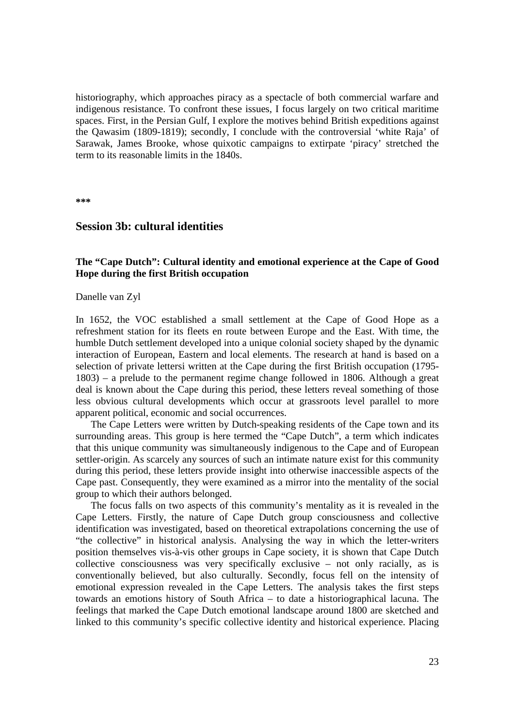historiography, which approaches piracy as a spectacle of both commercial warfare and indigenous resistance. To confront these issues, I focus largely on two critical maritime spaces. First, in the Persian Gulf, I explore the motives behind British expeditions against the Qawasim (1809-1819); secondly, I conclude with the controversial 'white Raja' of Sarawak, James Brooke, whose quixotic campaigns to extirpate 'piracy' stretched the term to its reasonable limits in the 1840s.

***

## Session 3b: cultural identities

### The "Cape Dutch": Cultural identity and emotional experience at the Cape of Good Hope during the first British occupation

Danelle van Zyl

In 1652, the VOC established a small settlement at the Cape of Good Hope as a refreshment station for its fleets en route between Europe and the East. With time, the humble Dutch settlement developed into a unique colonial society shaped by the dynamic interaction of European, Eastern and local elements. The research at hand is based on a selection of private lettersi written at the Cape during the first British occupation (1795-1803) – a prelude to the permanent regime change followed in 1806. Although a great deal is known about the Cape during this period, these letters reveal something of those less obvious cultural developments which occur at grassroots level parallel to more apparent political, economic and social occurrences.

The Cape Letters were written by Dutch-speaking residents of the Cape town and its surrounding areas. This group is here termed the "Cape Dutch", a term which indicates that this unique community was simultaneously indigenous to the Cape and of European settler-origin. As scarcely any sources of such an intimate nature exist for this community during this period, these letters provide insight into otherwise inaccessible aspects of the Cape past. Consequently, they were examined as a mirror into the mentality of the social group to which their authors belonged.

The focus falls on two aspects of this community's mentality as it is revealed in the Cape Letters. Firstly, the nature of Cape Dutch group consciousness and collective identification was investigated, based on theoretical extrapolations concerning the use of "the collective" in historical analysis. Analysing the way in which the letter-writers position themselves vis-à-vis other groups in Cape society, it is shown that Cape Dutch collective consciousness was very specifically exclusive – not only racially, as is conventionally believed, but also culturally. Secondly, focus fell on the intensity of emotional expression revealed in the Cape Letters. The analysis takes the first steps towards an emotions history of South Africa – to date a historiographical lacuna. The feelings that marked the Cape Dutch emotional landscape around 1800 are sketched and linked to this community's specific collective identity and historical experience. Placing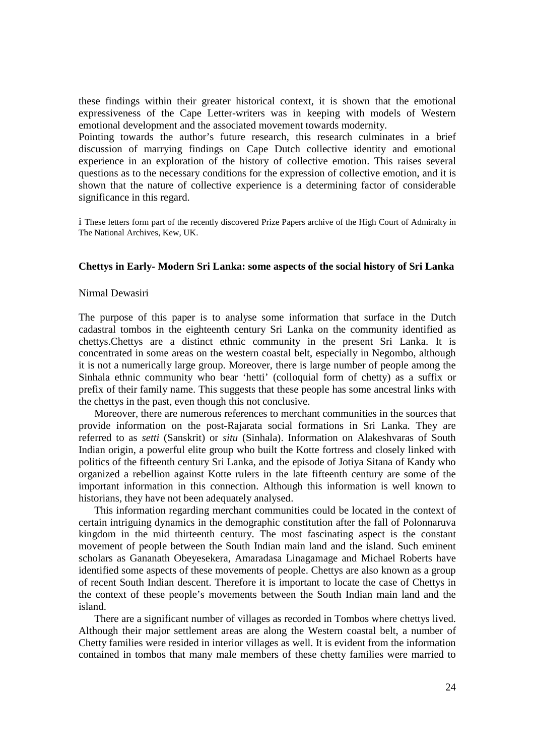these findings within their greater historical context, it is shown that the emotional expressiveness of the Cape Letter-writers was in keeping with models of Western emotional development and the associated movement towards modernity.

Pointing towards the author's future research, this research culminates in a brief discussion of marrying findings on Cape Dutch collective identity and emotional experience in an exploration of the history of collective emotion. This raises several questions as to the necessary conditions for the expression of collective emotion, and it is shown that the nature of collective experience is a determining factor of considerable significance in this regard.

i These letters form part of the recently discovered Prize Papers archive of the High Court of Admiralty in The National Archives, Kew, UK.

**Chettys in Early- Modern Sri Lanka: some aspects of the social history of Sri Lanka**

Nirmal Dewasiri

The purpose of this paper is to analyse some information that surface in the Dutch cadastral tombos in the eighteenth century Sri Lanka on the community identified as chettys.Chettys are a distinct ethnic community in the present Sri Lanka. It is concentrated in some areas on the western coastal belt, especially in Negombo, although it is not a numerically large group. Moreover, there is large number of people among the Sinhala ethnic community who bear 'hetti' (colloquial form of chetty) as a suffix or prefix of their family name. This suggests that these people has some ancestral links with the chettys in the past, even though this not conclusive.

Moreover, there are numerous references to merchant communities in the sources that provide information on the post-Rajarata social formations in Sri Lanka. They are referred to as *setti* (Sanskrit) or *situ* (Sinhala). Information on Alakeshvaras of South Indian origin, a powerful elite group who built the Kotte fortress and closely linked with politics of the fifteenth century Sri Lanka, and the episode of Jotiya Sitana of Kandy who organized a rebellion against Kotte rulers in the late fifteenth century are some of the important information in this connection. Although this information is well known to historians, they have not been adequately analysed.

This information regarding merchant communities could be located in the context of certain intriguing dynamics in the demographic constitution after the fall of Polonnaruva kingdom in the mid thirteenth century. The most fascinating aspect is the constant movement of people between the South Indian main land and the island. Such eminent scholars as Gananath Obeyesekera, Amaradasa Linagamage and Michael Roberts have identified some aspects of these movements of people. Chettys are also known as a group of recent South Indian descent. Therefore it is important to locate the case of Chettys in the context of these people's movements between the South Indian main land and the island.

There are a significant number of villages as recorded in Tombos where chettys lived. Although their major settlement areas are along the Western coastal belt, a number of Chetty families were resided in interior villages as well. It is evident from the information contained in tombos that many male members of these chetty families were married to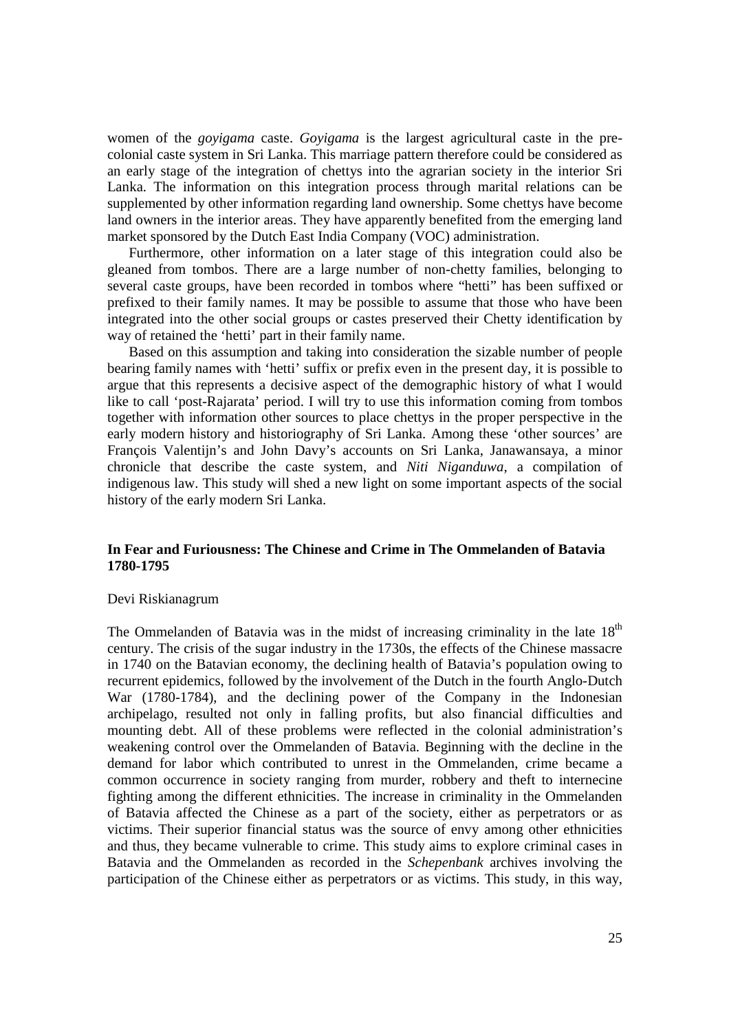women of the *goyigama* caste. *Goyigama* is the largest agricultural caste in the pre-colonial caste system in Sri Lanka. This marriage pattern therefore could be considered as an early stage of the integration of chettys into the agrarian society in the interior Sri Lanka. The information on this integration process through marital relations can be supplemented by other information regarding land ownership. Some chettys have become land owners in the interior areas. They have apparently benefited from the emerging land market sponsored by the Dutch East India Company (VOC) administration.

Furthermore, other information on a later stage of this integration could also be gleaned from tombos. There are a large number of non-chetty families, belonging to several caste groups, have been recorded in tombos where "hetti" has been suffixed or prefixed to their family names. It may be possible to assume that those who have been integrated into the other social groups or castes preserved their Chetty identification by way of retained the 'hetti' part in their family name.

Based on this assumption and taking into consideration the sizable number of people bearing family names with 'hetti' suffix or prefix even in the present day, it is possible to argue that this represents a decisive aspect of the demographic history of what I would like to call 'post-Rajarata' period. I will try to use this information coming from tombos together with information other sources to place chettys in the proper perspective in the early modern history and historiography of Sri Lanka. Among these 'other sources' are François Valentijn's and John Davy's accounts on Sri Lanka, Janawansaya, a minor chronicle that describe the caste system, and *Niti Niganduwa*, a compilation of indigenous law. This study will shed a new light on some important aspects of the social history of the early modern Sri Lanka.

### In Fear and Furiousness: The Chinese and Crime in The Ommelanden of Batavia 1780-1795

Devi Riskianagrum

The Ommelanden of Batavia was in the midst of increasing criminality in the late 18th century. The crisis of the sugar industry in the 1730s, the effects of the Chinese massacre in 1740 on the Batavian economy, the declining health of Batavia's population owing to recurrent epidemics, followed by the involvement of the Dutch in the fourth Anglo-Dutch War (1780-1784), and the declining power of the Company in the Indonesian archipelago, resulted not only in falling profits, but also financial difficulties and mounting debt. All of these problems were reflected in the colonial administration's weakening control over the Ommelanden of Batavia. Beginning with the decline in the demand for labor which contributed to unrest in the Ommelanden, crime became a common occurrence in society ranging from murder, robbery and theft to internecine fighting among the different ethnicities. The increase in criminality in the Ommelanden of Batavia affected the Chinese as a part of the society, either as perpetrators or as victims. Their superior financial status was the source of envy among other ethnicities and thus, they became vulnerable to crime. This study aims to explore criminal cases in Batavia and the Ommelanden as recorded in the *Schepenbank* archives involving the participation of the Chinese either as perpetrators or as victims. This study, in this way,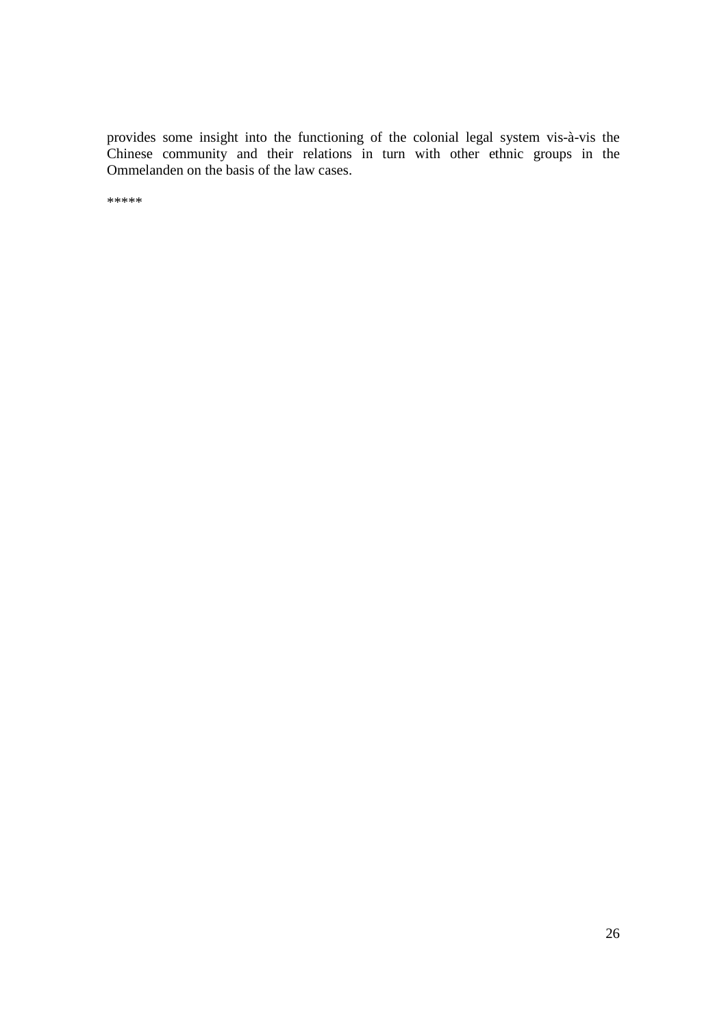provides some insight into the functioning of the colonial legal system vis-à-vis the Chinese community and their relations in turn with other ethnic groups in the Ommelanden on the basis of the law cases.

*****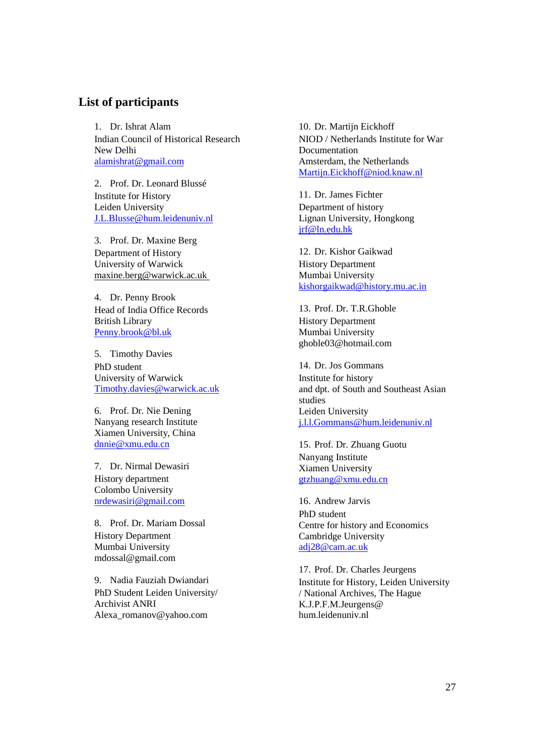## List of participants

1. Dr. Ishrat Alam
   Indian Council of Historical Research
   New Delhi
   alamishrat@gmail.com

2. Prof. Dr. Leonard Blussé
   Institute for History
   Leiden University
   J.L.Blusse@hum.leidenuniv.nl

3. Prof. Dr. Maxine Berg
   Department of History
   University of Warwick
   maxine.berg@warwick.ac.uk

4. Dr. Penny Brook
   Head of India Office Records
   British Library
   Penny.brook@bl.uk

5. Timothy Davies
   PhD student
   University of Warwick
   Timothy.davies@warwick.ac.uk

6. Prof. Dr. Nie Dening
   Nanyang research Institute
   Xiamen University, China
   dnnie@xmu.edu.cn

7. Dr. Nirmal Dewasiri
   History department
   Colombo University
   nrdewasiri@gmail.com

8. Prof. Dr. Mariam Dossal
   History Department
   Mumbai University
   mdossal@gmail.com

9. Nadia Fauziah Dwiandari
   PhD Student Leiden University/
   Archivist ANRI
   Alexa_romanov@yahoo.com

10. Dr. Martijn Eickhoff
    NIOD / Netherlands Institute for War Documentation
    Amsterdam, the Netherlands
    Martijn.Eickhoff@niod.knaw.nl

11. Dr. James Fichter
    Department of history
    Lignan University, Hongkong
    jrf@ln.edu.hk

12. Dr. Kishor Gaikwad
    History Department
    Mumbai University
    kishorgaikwad@history.mu.ac.in

13. Prof. Dr. T.R.Ghoble
    History Department
    Mumbai University
    ghoble03@hotmail.com

14. Dr. Jos Gommans
    Institute for history
    and dpt. of South and Southeast Asian studies
    Leiden University
    j.l.l.Gommans@hum.leidenuniv.nl

15. Prof. Dr. Zhuang Guotu
    Nanyang Institute
    Xiamen University
    gtzhuang@xmu.edu.cn

16. Andrew Jarvis
    PhD student
    Centre for history and Economics
    Cambridge University
    adj28@cam.ac.uk

17. Prof. Dr. Charles Jeurgens
    Institute for History, Leiden University / National Archives, The Hague
    K.J.P.F.M.Jeurgens@
    hum.leidenuniv.nl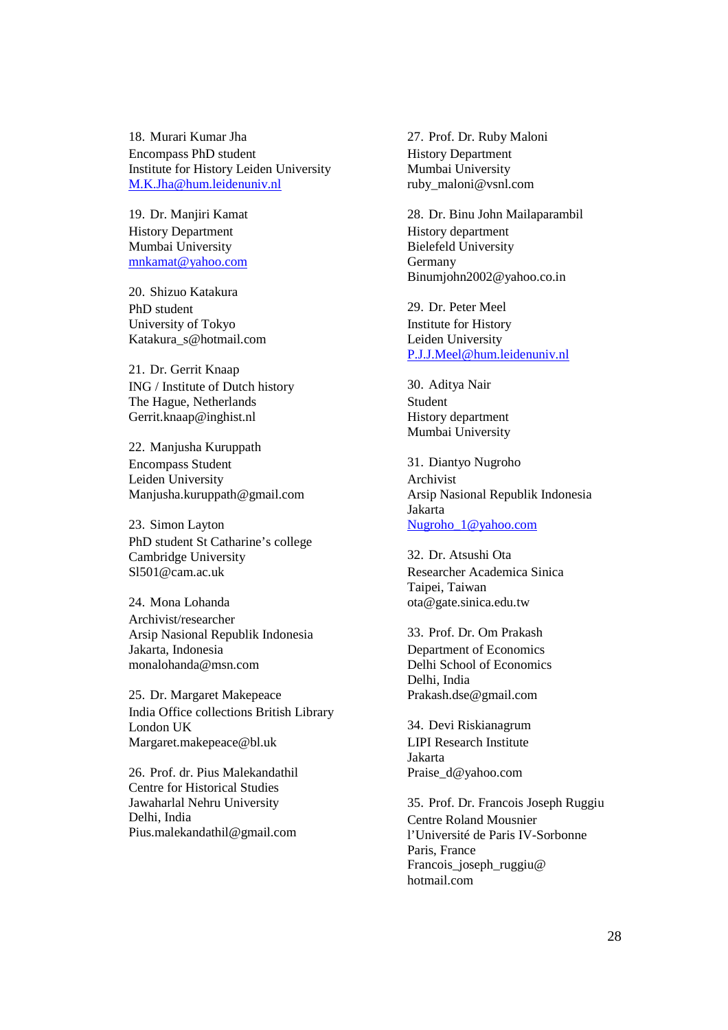18. Murari Kumar Jha
Encompass PhD student
Institute for History Leiden University
M.K.Jha@hum.leidenuniv.nl

19. Dr. Manjiri Kamat
History Department
Mumbai University
mnkamat@yahoo.com

20. Shizuo Katakura
PhD student
University of Tokyo
Katakura_s@hotmail.com

21. Dr. Gerrit Knaap
ING / Institute of Dutch history
The Hague, Netherlands
Gerrit.knaap@inghist.nl

22. Manjusha Kuruppath
Encompass Student
Leiden University
Manjusha.kuruppath@gmail.com

23. Simon Layton
PhD student St Catharine's college
Cambridge University
Sl501@cam.ac.uk

24. Mona Lohanda
Archivist/researcher
Arsip Nasional Republik Indonesia
Jakarta, Indonesia
monalohanda@msn.com

25. Dr. Margaret Makepeace
India Office collections British Library
London UK
Margaret.makepeace@bl.uk

26. Prof. dr. Pius Malekandathil
Centre for Historical Studies
Jawaharlal Nehru University
Delhi, India
Pius.malekandathil@gmail.com

27. Prof. Dr. Ruby Maloni
History Department
Mumbai University
ruby_maloni@vsnl.com

28. Dr. Binu John Mailaparambil
History department
Bielefeld University
Germany
Binumjohn2002@yahoo.co.in

29. Dr. Peter Meel
Institute for History
Leiden University
P.J.J.Meel@hum.leidenuniv.nl

30. Aditya Nair
Student
History department
Mumbai University

31. Diantyo Nugroho
Archivist
Arsip Nasional Republik Indonesia
Jakarta
Nugroho_1@yahoo.com

32. Dr. Atsushi Ota
Researcher Academica Sinica
Taipei, Taiwan
ota@gate.sinica.edu.tw

33. Prof. Dr. Om Prakash
Department of Economics
Delhi School of Economics
Delhi, India
Prakash.dse@gmail.com

34. Devi Riskianagrum
LIPI Research Institute
Jakarta
Praise_d@yahoo.com

35. Prof. Dr. Francois Joseph Ruggiu
Centre Roland Mousnier
l'Université de Paris IV-Sorbonne
Paris, France
Francois_joseph_ruggiu@
hotmail.com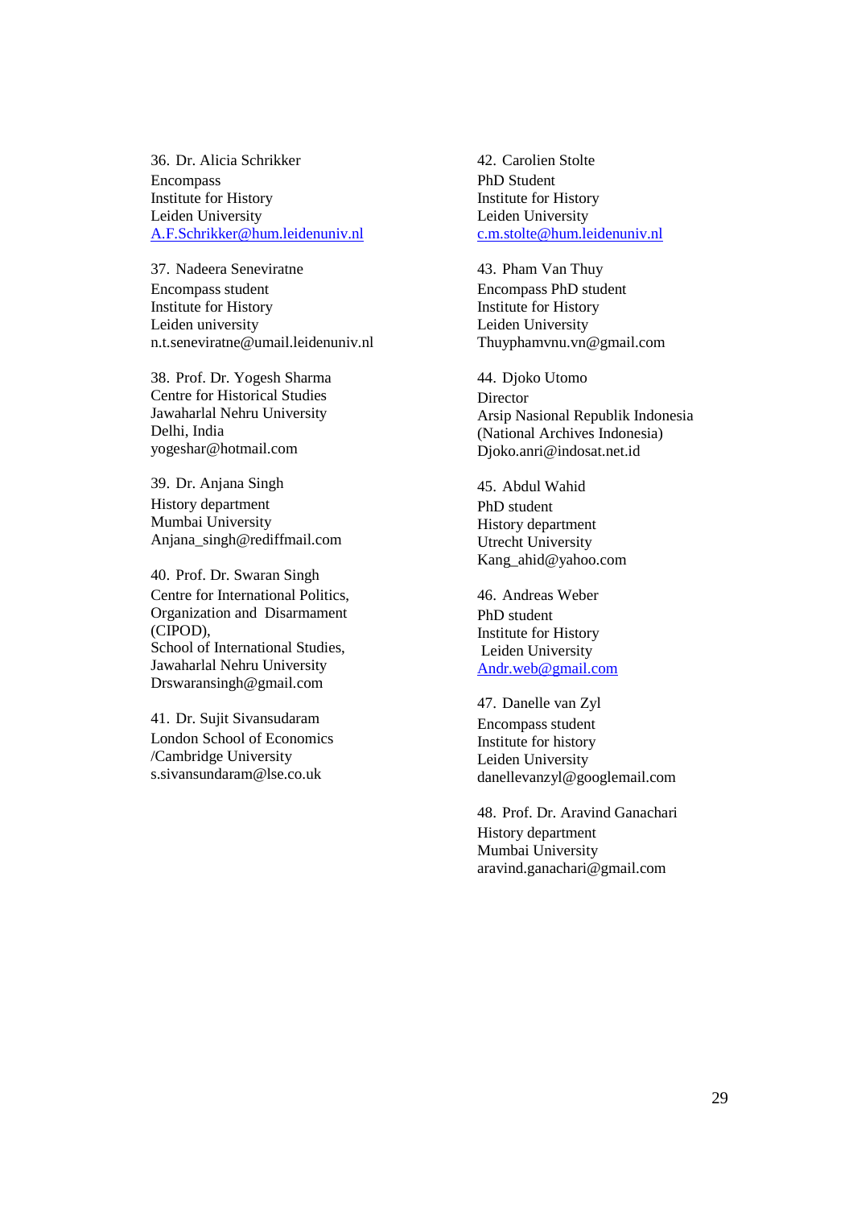36. Dr. Alicia Schrikker
Encompass
Institute for History
Leiden University
A.F.Schrikker@hum.leidenuniv.nl

37. Nadeera Seneviratne
Encompass student
Institute for History
Leiden university
n.t.seneviratne@umail.leidenuniv.nl

38. Prof. Dr. Yogesh Sharma
Centre for Historical Studies
Jawaharlal Nehru University
Delhi, India
yogeshar@hotmail.com

39. Dr. Anjana Singh
History department
Mumbai University
Anjana_singh@rediffmail.com

40. Prof. Dr. Swaran Singh
Centre for International Politics,
Organization and Disarmament
(CIPOD),
School of International Studies,
Jawaharlal Nehru University
Drswaransingh@gmail.com

41. Dr. Sujit Sivansudaram
London School of Economics
/Cambridge University
s.sivansundaram@lse.co.uk

42. Carolien Stolte
PhD Student
Institute for History
Leiden University
c.m.stolte@hum.leidenuniv.nl

43. Pham Van Thuy
Encompass PhD student
Institute for History
Leiden University
Thuyphamvnu.vn@gmail.com

44. Djoko Utomo
Director
Arsip Nasional Republik Indonesia
(National Archives Indonesia)
Djoko.anri@indosat.net.id

45. Abdul Wahid
PhD student
History department
Utrecht University
Kang_ahid@yahoo.com

46. Andreas Weber
PhD student
Institute for History
Leiden University
Andr.web@gmail.com

47. Danelle van Zyl
Encompass student
Institute for history
Leiden University
danellevanzyl@googlemail.com

48. Prof. Dr. Aravind Ganachari
History department
Mumbai University
aravind.ganachari@gmail.com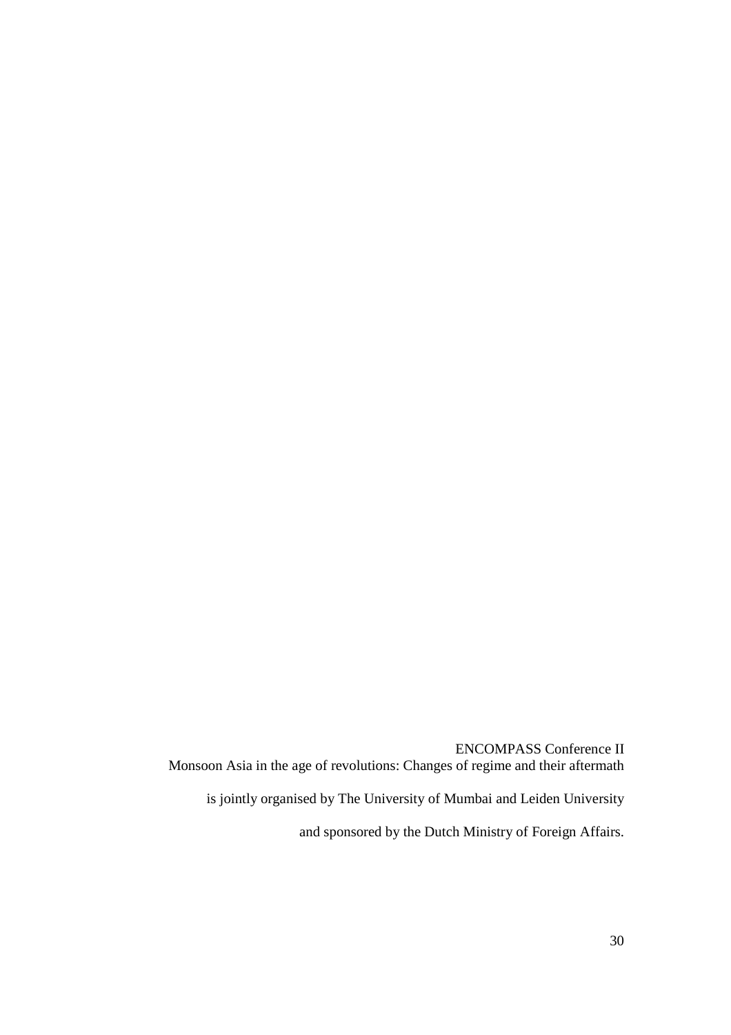ENCOMPASS Conference II
Monsoon Asia in the age of revolutions: Changes of regime and their aftermath

is jointly organised by The University of Mumbai and Leiden University

and sponsored by the Dutch Ministry of Foreign Affairs.